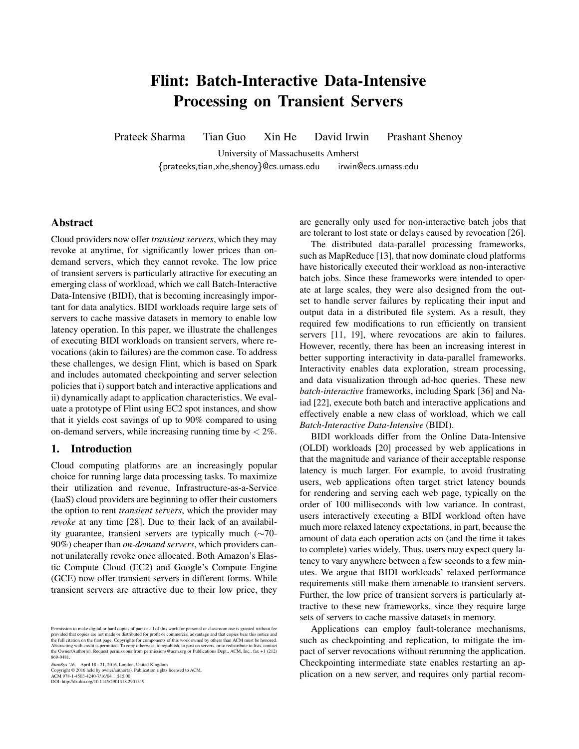# Flint: Batch-Interactive Data-Intensive Processing on Transient Servers

Prateek Sharma Tian Guo Xin He David Irwin Prashant Shenoy

University of Massachusetts Amherst

{prateeks,tian,xhe,shenoy}@cs.umass.edu irwin@ecs.umass.edu

## Abstract

Cloud providers now offer *transient servers*, which they may revoke at anytime, for significantly lower prices than on-demand servers, which they cannot revoke. The low price of transient servers is particularly attractive for executing an emerging class of workload, which we call Batch-Interactive Data-Intensive (BIDI), that is becoming increasingly important for data analytics. BIDI workloads require large sets of servers to cache massive datasets in memory to enable low latency operation. In this paper, we illustrate the challenges of executing BIDI workloads on transient servers, where revocations (akin to failures) are the common case. To address these challenges, we design Flint, which is based on Spark and includes automated checkpointing and server selection policies that i) support batch and interactive applications and ii) dynamically adapt to application characteristics. We evaluate a prototype of Flint using EC2 spot instances, and show that it yields cost savings of up to 90% compared to using on-demand servers, while increasing running time by $< 2\%$.

## 1. Introduction

Cloud computing platforms are an increasingly popular choice for running large data processing tasks. To maximize their utilization and revenue, Infrastructure-as-a-Service (IaaS) cloud providers are beginning to offer their customers the option to rent *transient servers*, which the provider may *revoke* at any time [28]. Due to their lack of an availability guarantee, transient servers are typically much ($\sim$70-90%) cheaper than *on-demand servers*, which providers cannot unilaterally revoke once allocated. Both Amazon's Elastic Compute Cloud (EC2) and Google's Compute Engine (GCE) now offer transient servers in different forms. While transient servers are attractive due to their low price, they are generally only used for non-interactive batch jobs that are tolerant to lost state or delays caused by revocation [26].

The distributed data-parallel processing frameworks, such as MapReduce [13], that now dominate cloud platforms have historically executed their workload as non-interactive batch jobs. Since these frameworks were intended to operate at large scales, they were also designed from the outset to handle server failures by replicating their input and output data in a distributed file system. As a result, they required few modifications to run efficiently on transient servers [11, 19], where revocations are akin to failures. However, recently, there has been an increasing interest in better supporting interactivity in data-parallel frameworks. Interactivity enables data exploration, stream processing, and data visualization through ad-hoc queries. These new *batch-interactive* frameworks, including Spark [36] and Naiad [22], execute both batch and interactive applications and effectively enable a new class of workload, which we call *Batch-Interactive Data-Intensive* (BIDI).

BIDI workloads differ from the Online Data-Intensive (OLDI) workloads [20] processed by web applications in that the magnitude and variance of their acceptable response latency is much larger. For example, to avoid frustrating users, web applications often target strict latency bounds for rendering and serving each web page, typically on the order of 100 milliseconds with low variance. In contrast, users interactively executing a BIDI workload often have much more relaxed latency expectations, in part, because the amount of data each operation acts on (and the time it takes to complete) varies widely. Thus, users may expect query latency to vary anywhere between a few seconds to a few minutes. We argue that BIDI workloads' relaxed performance requirements still make them amenable to transient servers. Further, the low price of transient servers is particularly attractive to these new frameworks, since they require large sets of servers to cache massive datasets in memory.

Applications can employ fault-tolerance mechanisms, such as checkpointing and replication, to mitigate the impact of server revocations without rerunning the application. Checkpointing intermediate state enables restarting an application on a new server, and requires only partial recom-

Permission to make digital or hard copies of part or all of this work for personal or classroom use is granted without fee provided that copies are not made or distributed for profit or commercial advantage and that copies bear this notice and the full citation on the first page. Copyrights for components of this work owned by others than ACM must be honored. Abstracting with credit is permitted. To copy otherwise, to republish, to post on servers, or to redistribute to lists, contact the Owner/Author(s). Request permissions from permissions@acm.org or Publications Dept., ACM, Inc., fax +1 (212) 869-0481.

*EuroSys '16*, April 18 - 21, 2016, London, United Kingdom
Copyright © 2016 held by owner/author(s). Publication rights licensed to ACM.
ACM 978-1-4503-4240-7/16/04. . . $15.00
DOI: http://dx.doi.org/10.1145/2901318.2901319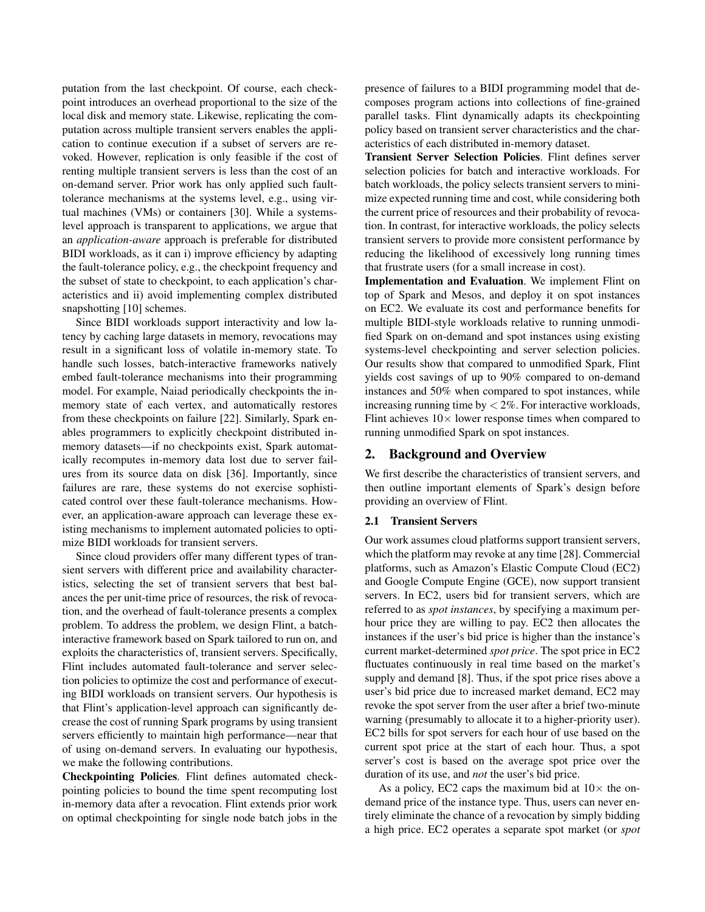putation from the last checkpoint. Of course, each checkpoint introduces an overhead proportional to the size of the local disk and memory state. Likewise, replicating the computation across multiple transient servers enables the application to continue execution if a subset of servers are revoked. However, replication is only feasible if the cost of renting multiple transient servers is less than the cost of an on-demand server. Prior work has only applied such fault-tolerance mechanisms at the systems level, e.g., using virtual machines (VMs) or containers [30]. While a systems-level approach is transparent to applications, we argue that an *application-aware* approach is preferable for distributed BIDI workloads, as it can i) improve efficiency by adapting the fault-tolerance policy, e.g., the checkpoint frequency and the subset of state to checkpoint, to each application's characteristics and ii) avoid implementing complex distributed snapshotting [10] schemes.

Since BIDI workloads support interactivity and low latency by caching large datasets in memory, revocations may result in a significant loss of volatile in-memory state. To handle such losses, batch-interactive frameworks natively embed fault-tolerance mechanisms into their programming model. For example, Naiad periodically checkpoints the in-memory state of each vertex, and automatically restores from these checkpoints on failure [22]. Similarly, Spark enables programmers to explicitly checkpoint distributed in-memory datasets—if no checkpoints exist, Spark automatically recomputes in-memory data lost due to server failures from its source data on disk [36]. Importantly, since failures are rare, these systems do not exercise sophisticated control over these fault-tolerance mechanisms. However, an application-aware approach can leverage these existing mechanisms to implement automated policies to optimize BIDI workloads for transient servers.

Since cloud providers offer many different types of transient servers with different price and availability characteristics, selecting the set of transient servers that best balances the per unit-time price of resources, the risk of revocation, and the overhead of fault-tolerance presents a complex problem. To address the problem, we design Flint, a batch-interactive framework based on Spark tailored to run on, and exploits the characteristics of, transient servers. Specifically, Flint includes automated fault-tolerance and server selection policies to optimize the cost and performance of executing BIDI workloads on transient servers. Our hypothesis is that Flint's application-level approach can significantly decrease the cost of running Spark programs by using transient servers efficiently to maintain high performance—near that of using on-demand servers. In evaluating our hypothesis, we make the following contributions.

**Checkpointing Policies**. Flint defines automated checkpointing policies to bound the time spent recomputing lost in-memory data after a revocation. Flint extends prior work on optimal checkpointing for single node batch jobs in the presence of failures to a BIDI programming model that decomposes program actions into collections of fine-grained parallel tasks. Flint dynamically adapts its checkpointing policy based on transient server characteristics and the characteristics of each distributed in-memory dataset.

**Transient Server Selection Policies**. Flint defines server selection policies for batch and interactive workloads. For batch workloads, the policy selects transient servers to minimize expected running time and cost, while considering both the current price of resources and their probability of revocation. In contrast, for interactive workloads, the policy selects transient servers to provide more consistent performance by reducing the likelihood of excessively long running times that frustrate users (for a small increase in cost).

**Implementation and Evaluation**. We implement Flint on top of Spark and Mesos, and deploy it on spot instances on EC2. We evaluate its cost and performance benefits for multiple BIDI-style workloads relative to running unmodified Spark on on-demand and spot instances using existing systems-level checkpointing and server selection policies. Our results show that compared to unmodified Spark, Flint yields cost savings of up to 90% compared to on-demand instances and 50% when compared to spot instances, while increasing running time by $< 2\%$. For interactive workloads, Flint achieves $10\times$ lower response times when compared to running unmodified Spark on spot instances.

## 2. Background and Overview

We first describe the characteristics of transient servers, and then outline important elements of Spark's design before providing an overview of Flint.

### 2.1 Transient Servers

Our work assumes cloud platforms support transient servers, which the platform may revoke at any time [28]. Commercial platforms, such as Amazon's Elastic Compute Cloud (EC2) and Google Compute Engine (GCE), now support transient servers. In EC2, users bid for transient servers, which are referred to as *spot instances*, by specifying a maximum per-hour price they are willing to pay. EC2 then allocates the instances if the user's bid price is higher than the instance's current market-determined *spot price*. The spot price in EC2 fluctuates continuously in real time based on the market's supply and demand [8]. Thus, if the spot price rises above a user's bid price due to increased market demand, EC2 may revoke the spot server from the user after a brief two-minute warning (presumably to allocate it to a higher-priority user). EC2 bills for spot servers for each hour of use based on the current spot price at the start of each hour. Thus, a spot server's cost is based on the average spot price over the duration of its use, and *not* the user's bid price.

As a policy, EC2 caps the maximum bid at $10\times$ the on-demand price of the instance type. Thus, users can never entirely eliminate the chance of a revocation by simply bidding a high price. EC2 operates a separate spot market (or *spot*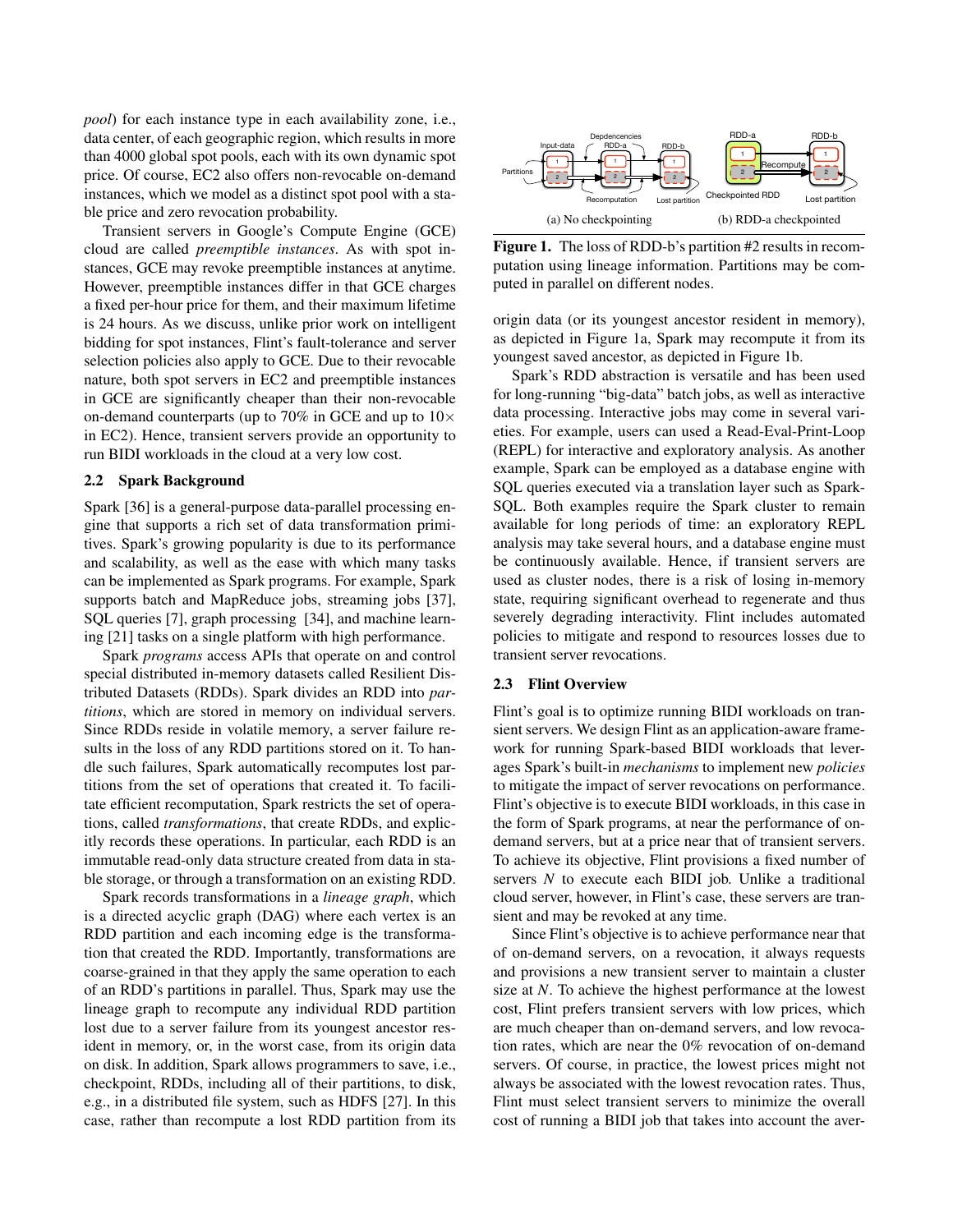*pool*) for each instance type in each availability zone, i.e., data center, of each geographic region, which results in more than 4000 global spot pools, each with its own dynamic spot price. Of course, EC2 also offers non-revocable on-demand instances, which we model as a distinct spot pool with a stable price and zero revocation probability.

Transient servers in Google's Compute Engine (GCE) cloud are called *preemptible instances*. As with spot instances, GCE may revoke preemptible instances at anytime. However, preemptible instances differ in that GCE charges a fixed per-hour price for them, and their maximum lifetime is 24 hours. As we discuss, unlike prior work on intelligent bidding for spot instances, Flint's fault-tolerance and server selection policies also apply to GCE. Due to their revocable nature, both spot servers in EC2 and preemptible instances in GCE are significantly cheaper than their non-revocable on-demand counterparts (up to 70% in GCE and up to 10× in EC2). Hence, transient servers provide an opportunity to run BIDI workloads in the cloud at a very low cost.

### 2.2 Spark Background

Spark [36] is a general-purpose data-parallel processing engine that supports a rich set of data transformation primitives. Spark's growing popularity is due to its performance and scalability, as well as the ease with which many tasks can be implemented as Spark programs. For example, Spark supports batch and MapReduce jobs, streaming jobs [37], SQL queries [7], graph processing [34], and machine learning [21] tasks on a single platform with high performance.

Spark *programs* access APIs that operate on and control special distributed in-memory datasets called Resilient Distributed Datasets (RDDs). Spark divides an RDD into *partitions*, which are stored in memory on individual servers. Since RDDs reside in volatile memory, a server failure results in the loss of any RDD partitions stored on it. To handle such failures, Spark automatically recomputes lost partitions from the set of operations that created it. To facilitate efficient recomputation, Spark restricts the set of operations, called *transformations*, that create RDDs, and explicitly records these operations. In particular, each RDD is an immutable read-only data structure created from data in stable storage, or through a transformation on an existing RDD.

Spark records transformations in a *lineage graph*, which is a directed acyclic graph (DAG) where each vertex is an RDD partition and each incoming edge is the transformation that created the RDD. Importantly, transformations are coarse-grained in that they apply the same operation to each of an RDD's partitions in parallel. Thus, Spark may use the lineage graph to recompute any individual RDD partition lost due to a server failure from its youngest ancestor resident in memory, or, in the worst case, from its origin data on disk. In addition, Spark allows programmers to save, i.e., checkpoint, RDDs, including all of their partitions, to disk, e.g., in a distributed file system, such as HDFS [27]. In this case, rather than recompute a lost RDD partition from its origin data (or its youngest ancestor resident in memory), as depicted in Figure 1a, Spark may recompute it from its youngest saved ancestor, as depicted in Figure 1b.

**Figure 1.** The loss of RDD-b's partition #2 results in recomputation using lineage information. Partitions may be computed in parallel on different nodes.

Spark's RDD abstraction is versatile and has been used for long-running "big-data" batch jobs, as well as interactive data processing. Interactive jobs may come in several varieties. For example, users can used a Read-Eval-Print-Loop (REPL) for interactive and exploratory analysis. As another example, Spark can be employed as a database engine with SQL queries executed via a translation layer such as SparkSQL. Both examples require the Spark cluster to remain available for long periods of time: an exploratory REPL analysis may take several hours, and a database engine must be continuously available. Hence, if transient servers are used as cluster nodes, there is a risk of losing in-memory state, requiring significant overhead to regenerate and thus severely degrading interactivity. Flint includes automated policies to mitigate and respond to resources losses due to transient server revocations.

### 2.3 Flint Overview

Flint's goal is to optimize running BIDI workloads on transient servers. We design Flint as an application-aware framework for running Spark-based BIDI workloads that leverages Spark's built-in *mechanisms* to implement new *policies* to mitigate the impact of server revocations on performance. Flint's objective is to execute BIDI workloads, in this case in the form of Spark programs, at near the performance of on-demand servers, but at a price near that of transient servers. To achieve its objective, Flint provisions a fixed number of servers $N$ to execute each BIDI job. Unlike a traditional cloud server, however, in Flint's case, these servers are transient and may be revoked at any time.

Since Flint's objective is to achieve performance near that of on-demand servers, on a revocation, it always requests and provisions a new transient server to maintain a cluster size at $N$. To achieve the highest performance at the lowest cost, Flint prefers transient servers with low prices, which are much cheaper than on-demand servers, and low revocation rates, which are near the 0% revocation of on-demand servers. Of course, in practice, the lowest prices might not always be associated with the lowest revocation rates. Thus, Flint must select transient servers to minimize the overall cost of running a BIDI job that takes into account the aver-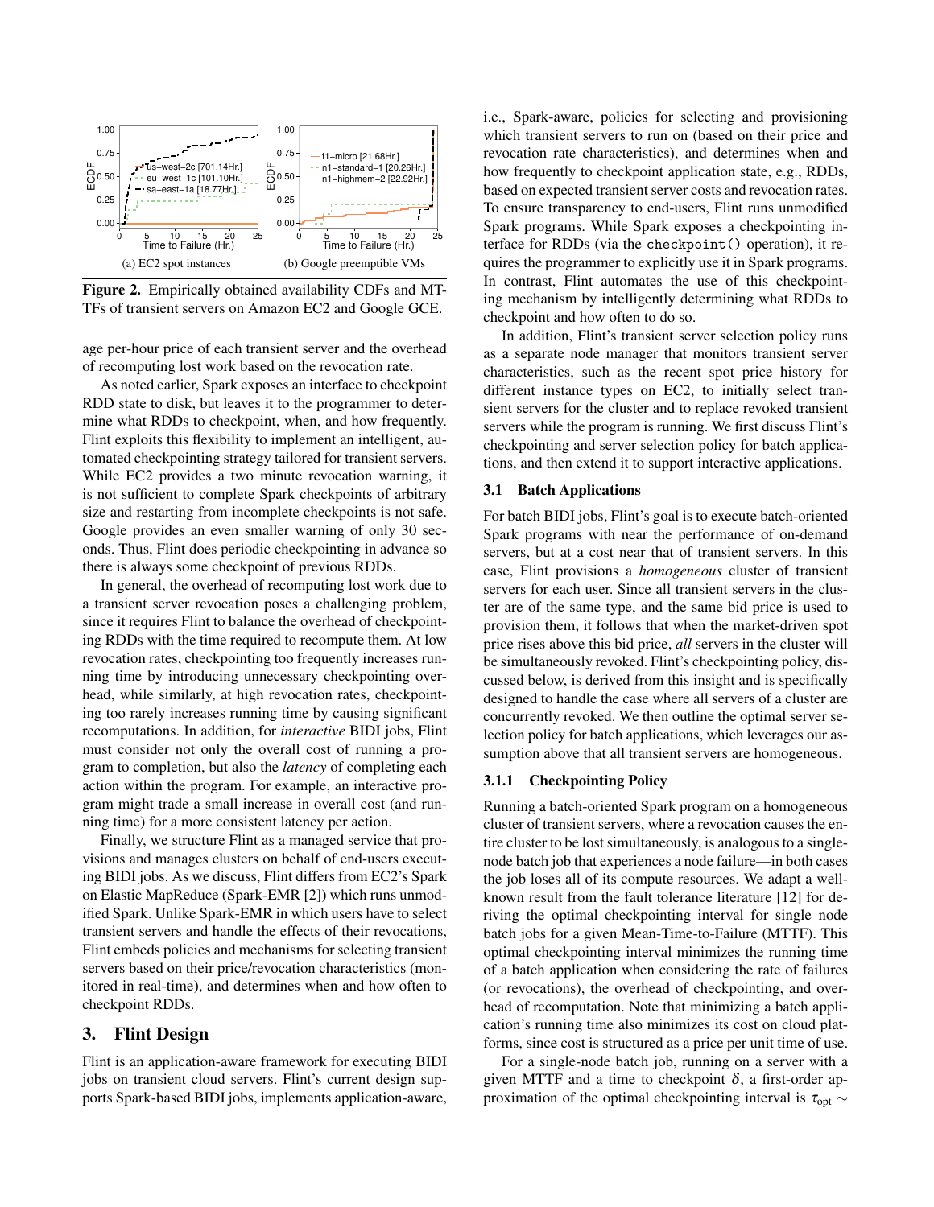1.00
0.75
0.50
0.25
0.00
ECDF
0 5 10 15 20 25
Time to Failure (Hr.)
us–west–2c [701.14Hr.]
eu–west–1c [101.10Hr.]
sa–east–1a [18.77Hr.]
(a) EC2 spot instances

1.00
0.75
0.50
0.25
0.00
ECDF
0 5 10 15 20 25
Time to Failure (Hr.)
f1–micro [21.68Hr.]
n1–standard–1 [20.26Hr.]
n1–highmem–2 [22.92Hr.]
(b) Google preemptible VMs

**Figure 2.** Empirically obtained availability CDFs and MTTFs of transient servers on Amazon EC2 and Google GCE.

age per-hour price of each transient server and the overhead of recomputing lost work based on the revocation rate.

As noted earlier, Spark exposes an interface to checkpoint RDD state to disk, but leaves it to the programmer to determine what RDDs to checkpoint, when, and how frequently. Flint exploits this flexibility to implement an intelligent, automated checkpointing strategy tailored for transient servers. While EC2 provides a two minute revocation warning, it is not sufficient to complete Spark checkpoints of arbitrary size and restarting from incomplete checkpoints is not safe. Google provides an even smaller warning of only 30 seconds. Thus, Flint does periodic checkpointing in advance so there is always some checkpoint of previous RDDs.

In general, the overhead of recomputing lost work due to a transient server revocation poses a challenging problem, since it requires Flint to balance the overhead of checkpointing RDDs with the time required to recompute them. At low revocation rates, checkpointing too frequently increases running time by introducing unnecessary checkpointing overhead, while similarly, at high revocation rates, checkpointing too rarely increases running time by causing significant recomputations. In addition, for *interactive* BIDI jobs, Flint must consider not only the overall cost of running a program to completion, but also the *latency* of completing each action within the program. For example, an interactive program might trade a small increase in overall cost (and running time) for a more consistent latency per action.

Finally, we structure Flint as a managed service that provisions and manages clusters on behalf of end-users executing BIDI jobs. As we discuss, Flint differs from EC2's Spark on Elastic MapReduce (Spark-EMR [2]) which runs unmodified Spark. Unlike Spark-EMR in which users have to select transient servers and handle the effects of their revocations, Flint embeds policies and mechanisms for selecting transient servers based on their price/revocation characteristics (monitored in real-time), and determines when and how often to checkpoint RDDs.

## 3. Flint Design

Flint is an application-aware framework for executing BIDI jobs on transient cloud servers. Flint's current design supports Spark-based BIDI jobs, implements application-aware, i.e., Spark-aware, policies for selecting and provisioning which transient servers to run on (based on their price and revocation rate characteristics), and determines when and how frequently to checkpoint application state, e.g., RDDs, based on expected transient server costs and revocation rates. To ensure transparency to end-users, Flint runs unmodified Spark programs. While Spark exposes a checkpointing interface for RDDs (via the `checkpoint()` operation), it requires the programmer to explicitly use it in Spark programs. In contrast, Flint automates the use of this checkpointing mechanism by intelligently determining what RDDs to checkpoint and how often to do so.

In addition, Flint's transient server selection policy runs as a separate node manager that monitors transient server characteristics, such as the recent spot price history for different instance types on EC2, to initially select transient servers for the cluster and to replace revoked transient servers while the program is running. We first discuss Flint's checkpointing and server selection policy for batch applications, and then extend it to support interactive applications.

### 3.1 Batch Applications

For batch BIDI jobs, Flint's goal is to execute batch-oriented Spark programs with near the performance of on-demand servers, but at a cost near that of transient servers. In this case, Flint provisions a *homogeneous* cluster of transient servers for each user. Since all transient servers in the cluster are of the same type, and the same bid price is used to provision them, it follows that when the market-driven spot price rises above this bid price, *all* servers in the cluster will be simultaneously revoked. Flint's checkpointing policy, discussed below, is derived from this insight and is specifically designed to handle the case where all servers of a cluster are concurrently revoked. We then outline the optimal server selection policy for batch applications, which leverages our assumption above that all transient servers are homogeneous.

#### 3.1.1 Checkpointing Policy

Running a batch-oriented Spark program on a homogeneous cluster of transient servers, where a revocation causes the entire cluster to be lost simultaneously, is analogous to a single-node batch job that experiences a node failure—in both cases the job loses all of its compute resources. We adapt a well-known result from the fault tolerance literature [12] for deriving the optimal checkpointing interval for single node batch jobs for a given Mean-Time-to-Failure (MTTF). This optimal checkpointing interval minimizes the running time of a batch application when considering the rate of failures (or revocations), the overhead of checkpointing, and overhead of recomputation. Note that minimizing a batch application's running time also minimizes its cost on cloud platforms, since cost is structured as a price per unit time of use.

For a single-node batch job, running on a server with a given MTTF and a time to checkpoint $\delta$, a first-order approximation of the optimal checkpointing interval is $\tau_{\text{opt}} \sim$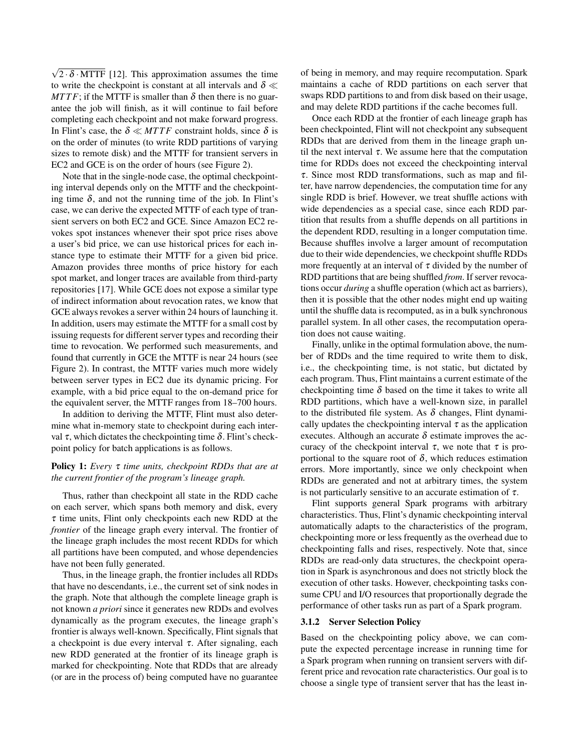$\sqrt{2 \cdot \delta \cdot \text{MTTF}}$ [12]. This approximation assumes the time to write the checkpoint is constant at all intervals and $\delta \ll MTTF$; if the MTTF is smaller than $\delta$ then there is no guarantee the job will finish, as it will continue to fail before completing each checkpoint and not make forward progress. In Flint's case, the $\delta \ll MTTF$ constraint holds, since $\delta$ is on the order of minutes (to write RDD partitions of varying sizes to remote disk) and the MTTF for transient servers in EC2 and GCE is on the order of hours (see Figure 2).

Note that in the single-node case, the optimal checkpointing interval depends only on the MTTF and the checkpointing time $\delta$, and not the running time of the job. In Flint's case, we can derive the expected MTTF of each type of transient servers on both EC2 and GCE. Since Amazon EC2 revokes spot instances whenever their spot price rises above a user's bid price, we can use historical prices for each instance type to estimate their MTTF for a given bid price. Amazon provides three months of price history for each spot market, and longer traces are available from third-party repositories [17]. While GCE does not expose a similar type of indirect information about revocation rates, we know that GCE always revokes a server within 24 hours of launching it. In addition, users may estimate the MTTF for a small cost by issuing requests for different server types and recording their time to revocation. We performed such measurements, and found that currently in GCE the MTTF is near 24 hours (see Figure 2). In contrast, the MTTF varies much more widely between server types in EC2 due its dynamic pricing. For example, with a bid price equal to the on-demand price for the equivalent server, the MTTF ranges from 18–700 hours.

In addition to deriving the MTTF, Flint must also determine what in-memory state to checkpoint during each interval $\tau$, which dictates the checkpointing time $\delta$. Flint's checkpoint policy for batch applications is as follows.

**Policy 1:** *Every $\tau$ time units, checkpoint RDDs that are at the current frontier of the program's lineage graph.*

Thus, rather than checkpoint all state in the RDD cache on each server, which spans both memory and disk, every $\tau$ time units, Flint only checkpoints each new RDD at the *frontier* of the lineage graph every interval. The frontier of the lineage graph includes the most recent RDDs for which all partitions have been computed, and whose dependencies have not been fully generated.

Thus, in the lineage graph, the frontier includes all RDDs that have no descendants, i.e., the current set of sink nodes in the graph. Note that although the complete lineage graph is not known *a priori* since it generates new RDDs and evolves dynamically as the program executes, the lineage graph's frontier is always well-known. Specifically, Flint signals that a checkpoint is due every interval $\tau$. After signaling, each new RDD generated at the frontier of its lineage graph is marked for checkpointing. Note that RDDs that are already (or are in the process of) being computed have no guarantee of being in memory, and may require recomputation. Spark maintains a cache of RDD partitions on each server that swaps RDD partitions to and from disk based on their usage, and may delete RDD partitions if the cache becomes full.

Once each RDD at the frontier of each lineage graph has been checkpointed, Flint will not checkpoint any subsequent RDDs that are derived from them in the lineage graph until the next interval $\tau$. We assume here that the computation time for RDDs does not exceed the checkpointing interval $\tau$. Since most RDD transformations, such as map and filter, have narrow dependencies, the computation time for any single RDD is brief. However, we treat shuffle actions with wide dependencies as a special case, since each RDD partition that results from a shuffle depends on all partitions in the dependent RDD, resulting in a longer computation time. Because shuffles involve a larger amount of recomputation due to their wide dependencies, we checkpoint shuffle RDDs more frequently at an interval of $\tau$ divided by the number of RDD partitions that are being shuffled *from*. If server revocations occur *during* a shuffle operation (which act as barriers), then it is possible that the other nodes might end up waiting until the shuffle data is recomputed, as in a bulk synchronous parallel system. In all other cases, the recomputation operation does not cause waiting.

Finally, unlike in the optimal formulation above, the number of RDDs and the time required to write them to disk, i.e., the checkpointing time, is not static, but dictated by each program. Thus, Flint maintains a current estimate of the checkpointing time $\delta$ based on the time it takes to write all RDD partitions, which have a well-known size, in parallel to the distributed file system. As $\delta$ changes, Flint dynamically updates the checkpointing interval $\tau$ as the application executes. Although an accurate $\delta$ estimate improves the accuracy of the checkpoint interval $\tau$, we note that $\tau$ is proportional to the square root of $\delta$, which reduces estimation errors. More importantly, since we only checkpoint when RDDs are generated and not at arbitrary times, the system is not particularly sensitive to an accurate estimation of $\tau$.

Flint supports general Spark programs with arbitrary characteristics. Thus, Flint's dynamic checkpointing interval automatically adapts to the characteristics of the program, checkpointing more or less frequently as the overhead due to checkpointing falls and rises, respectively. Note that, since RDDs are read-only data structures, the checkpoint operation in Spark is asynchronous and does not strictly block the execution of other tasks. However, checkpointing tasks consume CPU and I/O resources that proportionally degrade the performance of other tasks run as part of a Spark program.

#### 3.1.2 Server Selection Policy

Based on the checkpointing policy above, we can compute the expected percentage increase in running time for a Spark program when running on transient servers with different price and revocation rate characteristics. Our goal is to choose a single type of transient server that has the least in-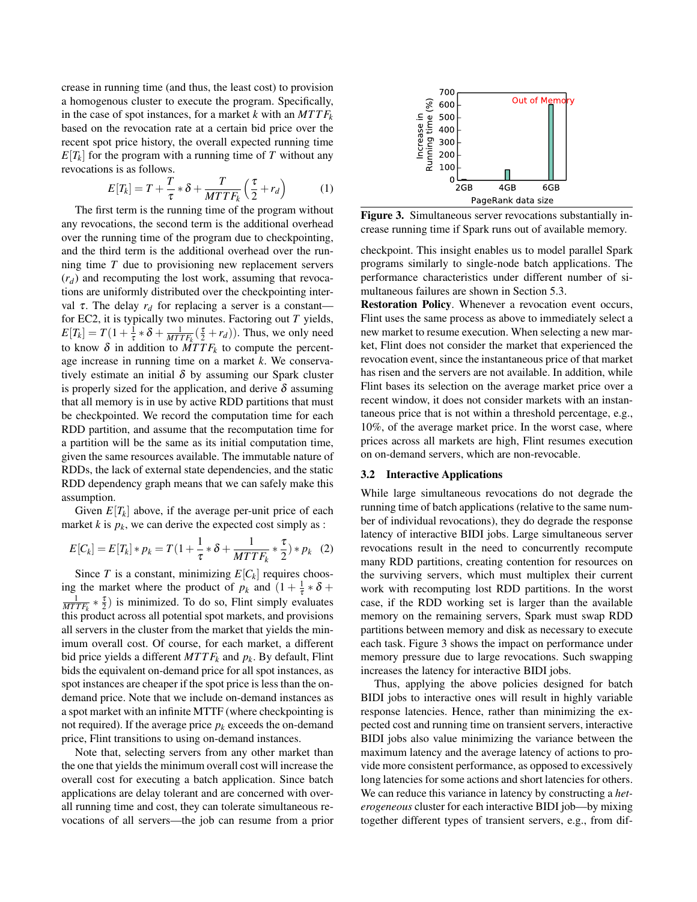crease in running time (and thus, the least cost) to provision a homogenous cluster to execute the program. Specifically, in the case of spot instances, for a market $k$ with an $MTTF_k$ based on the revocation rate at a certain bid price over the recent spot price history, the overall expected running time $E[T_k]$ for the program with a running time of $T$ without any revocations is as follows.

$$E[T_k] = T + \frac{T}{\tau} * \delta + \frac{T}{MTTF_k}\left(\frac{\tau}{2} + r_d\right) \quad (1)$$

The first term is the running time of the program without any revocations, the second term is the additional overhead over the running time of the program due to checkpointing, and the third term is the additional overhead over the running time $T$ due to provisioning new replacement servers ($r_d$) and recomputing the lost work, assuming that revocations are uniformly distributed over the checkpointing interval $\tau$. The delay $r_d$ for replacing a server is a constant—for EC2, it is typically two minutes. Factoring out $T$ yields, $E[T_k] = T(1 + \frac{1}{\tau} * \delta + \frac{1}{MTTF_k}(\frac{\tau}{2} + r_d))$. Thus, we only need to know $\delta$ in addition to $MTTF_k$ to compute the percentage increase in running time on a market $k$. We conservatively estimate an initial $\delta$ by assuming our Spark cluster is properly sized for the application, and derive $\delta$ assuming that all memory is in use by active RDD partitions that must be checkpointed. We record the computation time for each RDD partition, and assume that the recomputation time for a partition will be the same as its initial computation time, given the same resources available. The immutable nature of RDDs, the lack of external state dependencies, and the static RDD dependency graph means that we can safely make this assumption.

Given $E[T_k]$ above, if the average per-unit price of each market $k$ is $p_k$, we can derive the expected cost simply as :

$$E[C_k] = E[T_k] * p_k = T(1 + \frac{1}{\tau} * \delta + \frac{1}{MTTF_k} * \frac{\tau}{2}) * p_k \quad (2)$$

Since $T$ is a constant, minimizing $E[C_k]$ requires choosing the market where the product of $p_k$ and $(1 + \frac{1}{\tau} * \delta + \frac{1}{MTTF_k} * \frac{\tau}{2})$ is minimized. To do so, Flint simply evaluates this product across all potential spot markets, and provisions all servers in the cluster from the market that yields the minimum overall cost. Of course, for each market, a different bid price yields a different $MTTF_k$ and $p_k$. By default, Flint bids the equivalent on-demand price for all spot instances, as spot instances are cheaper if the spot price is less than the on-demand price. Note that we include on-demand instances as a spot market with an infinite MTTF (where checkpointing is not required). If the average price $p_k$ exceeds the on-demand price, Flint transitions to using on-demand instances.

Note that, selecting servers from any other market than the one that yields the minimum overall cost will increase the overall cost for executing a batch application. Since batch applications are delay tolerant and are concerned with overall running time and cost, they can tolerate simultaneous revocations of all servers—the job can resume from a prior checkpoint. This insight enables us to model parallel Spark programs similarly to single-node batch applications. The performance characteristics under different number of simultaneous failures are shown in Section 5.3.

700
600
500
400
300
200
100
0
Increase in Running time (%)
Out of Memory
2GB
4GB
6GB
PageRank data size

**Figure 3.** Simultaneous server revocations substantially increase running time if Spark runs out of available memory.

**Restoration Policy**. Whenever a revocation event occurs, Flint uses the same process as above to immediately select a new market to resume execution. When selecting a new market, Flint does not consider the market that experienced the revocation event, since the instantaneous price of that market has risen and the servers are not available. In addition, while Flint bases its selection on the average market price over a recent window, it does not consider markets with an instantaneous price that is not within a threshold percentage, e.g., 10%, of the average market price. In the worst case, where prices across all markets are high, Flint resumes execution on on-demand servers, which are non-revocable.

### 3.2 Interactive Applications

While large simultaneous revocations do not degrade the running time of batch applications (relative to the same number of individual revocations), they do degrade the response latency of interactive BIDI jobs. Large simultaneous server revocations result in the need to concurrently recompute many RDD partitions, creating contention for resources on the surviving servers, which must multiplex their current work with recomputing lost RDD partitions. In the worst case, if the RDD working set is larger than the available memory on the remaining servers, Spark must swap RDD partitions between memory and disk as necessary to execute each task. Figure 3 shows the impact on performance under memory pressure due to large revocations. Such swapping increases the latency for interactive BIDI jobs.

Thus, applying the above policies designed for batch BIDI jobs to interactive ones will result in highly variable response latencies. Hence, rather than minimizing the expected cost and running time on transient servers, interactive BIDI jobs also value minimizing the variance between the maximum latency and the average latency of actions to provide more consistent performance, as opposed to excessively long latencies for some actions and short latencies for others. We can reduce this variance in latency by constructing a *heterogeneous* cluster for each interactive BIDI job—by mixing together different types of transient servers, e.g., from dif-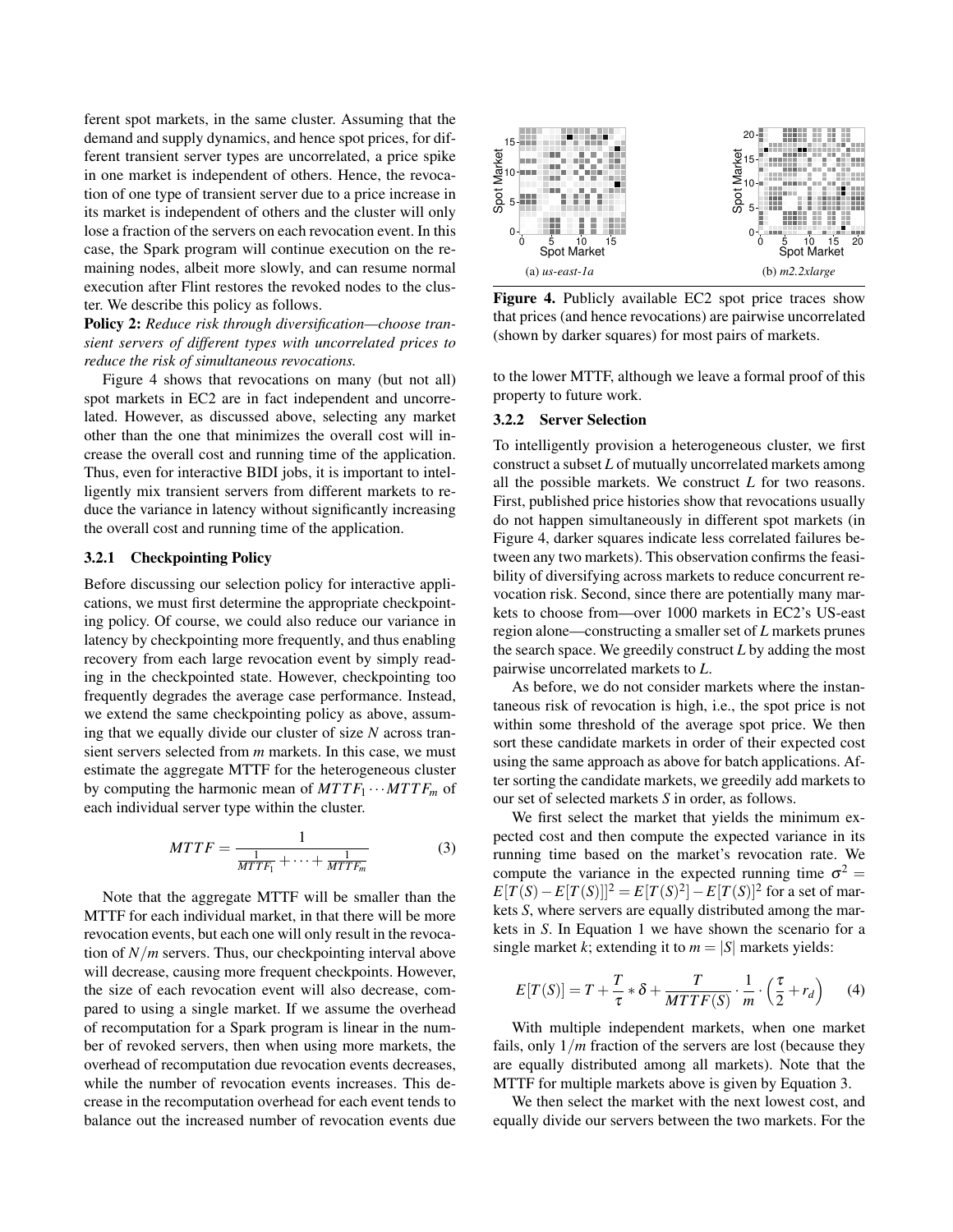ferent spot markets, in the same cluster. Assuming that the demand and supply dynamics, and hence spot prices, for different transient server types are uncorrelated, a price spike in one market is independent of others. Hence, the revocation of one type of transient server due to a price increase in its market is independent of others and the cluster will only lose a fraction of the servers on each revocation event. In this case, the Spark program will continue execution on the remaining nodes, albeit more slowly, and can resume normal execution after Flint restores the revoked nodes to the cluster. We describe this policy as follows.

**Policy 2:** *Reduce risk through diversification—choose transient servers of different types with uncorrelated prices to reduce the risk of simultaneous revocations.*

Figure 4 shows that revocations on many (but not all) spot markets in EC2 are in fact independent and uncorrelated. However, as discussed above, selecting any market other than the one that minimizes the overall cost will increase the overall cost and running time of the application. Thus, even for interactive BIDI jobs, it is important to intelligently mix transient servers from different markets to reduce the variance in latency without significantly increasing the overall cost and running time of the application.

### 3.2.1 Checkpointing Policy

Before discussing our selection policy for interactive applications, we must first determine the appropriate checkpointing policy. Of course, we could also reduce our variance in latency by checkpointing more frequently, and thus enabling recovery from each large revocation event by simply reading in the checkpointed state. However, checkpointing too frequently degrades the average case performance. Instead, we extend the same checkpointing policy as above, assuming that we equally divide our cluster of size $N$ across transient servers selected from $m$ markets. In this case, we must estimate the aggregate MTTF for the heterogeneous cluster by computing the harmonic mean of $MTTF_1 \cdots MTTF_m$ of each individual server type within the cluster.

$$MTTF = \frac{1}{\frac{1}{MTTF_1} + \cdots + \frac{1}{MTTF_m}} \tag{3}$$

Note that the aggregate MTTF will be smaller than the MTTF for each individual market, in that there will be more revocation events, but each one will only result in the revocation of $N/m$ servers. Thus, our checkpointing interval above will decrease, causing more frequent checkpoints. However, the size of each revocation event will also decrease, compared to using a single market. If we assume the overhead of recomputation for a Spark program is linear in the number of revoked servers, then when using more markets, the overhead of recomputation due revocation events decreases, while the number of revocation events increases. This decrease in the recomputation overhead for each event tends to balance out the increased number of revocation events due to the lower MTTF, although we leave a formal proof of this property to future work.

Figure 4. Publicly available EC2 spot price traces show that prices (and hence revocations) are pairwise uncorrelated (shown by darker squares) for most pairs of markets. (a) *us-east-1a* (b) *m2.2xlarge*

### 3.2.2 Server Selection

To intelligently provision a heterogeneous cluster, we first construct a subset $L$ of mutually uncorrelated markets among all the possible markets. We construct $L$ for two reasons. First, published price histories show that revocations usually do not happen simultaneously in different spot markets (in Figure 4, darker squares indicate less correlated failures between any two markets). This observation confirms the feasibility of diversifying across markets to reduce concurrent revocation risk. Second, since there are potentially many markets to choose from—over 1000 markets in EC2's US-east region alone—constructing a smaller set of $L$ markets prunes the search space. We greedily construct $L$ by adding the most pairwise uncorrelated markets to $L$.

As before, we do not consider markets where the instantaneous risk of revocation is high, i.e., the spot price is not within some threshold of the average spot price. We then sort these candidate markets in order of their expected cost using the same approach as above for batch applications. After sorting the candidate markets, we greedily add markets to our set of selected markets $S$ in order, as follows.

We first select the market that yields the minimum expected cost and then compute the expected variance in its running time based on the market's revocation rate. We compute the variance in the expected running time $\sigma^2 = E[T(S) - E[T(S)]]^2 = E[T(S)^2] - E[T(S)]^2$ for a set of markets $S$, where servers are equally distributed among the markets in $S$. In Equation 1 we have shown the scenario for a single market $k$; extending it to $m = |S|$ markets yields:

$$E[T(S)] = T + \frac{T}{\tau} * \delta + \frac{T}{MTTF(S)} \cdot \frac{1}{m} \cdot \left(\frac{\tau}{2} + r_d\right) \tag{4}$$

With multiple independent markets, when one market fails, only $1/m$ fraction of the servers are lost (because they are equally distributed among all markets). Note that the MTTF for multiple markets above is given by Equation 3.

We then select the market with the next lowest cost, and equally divide our servers between the two markets. For the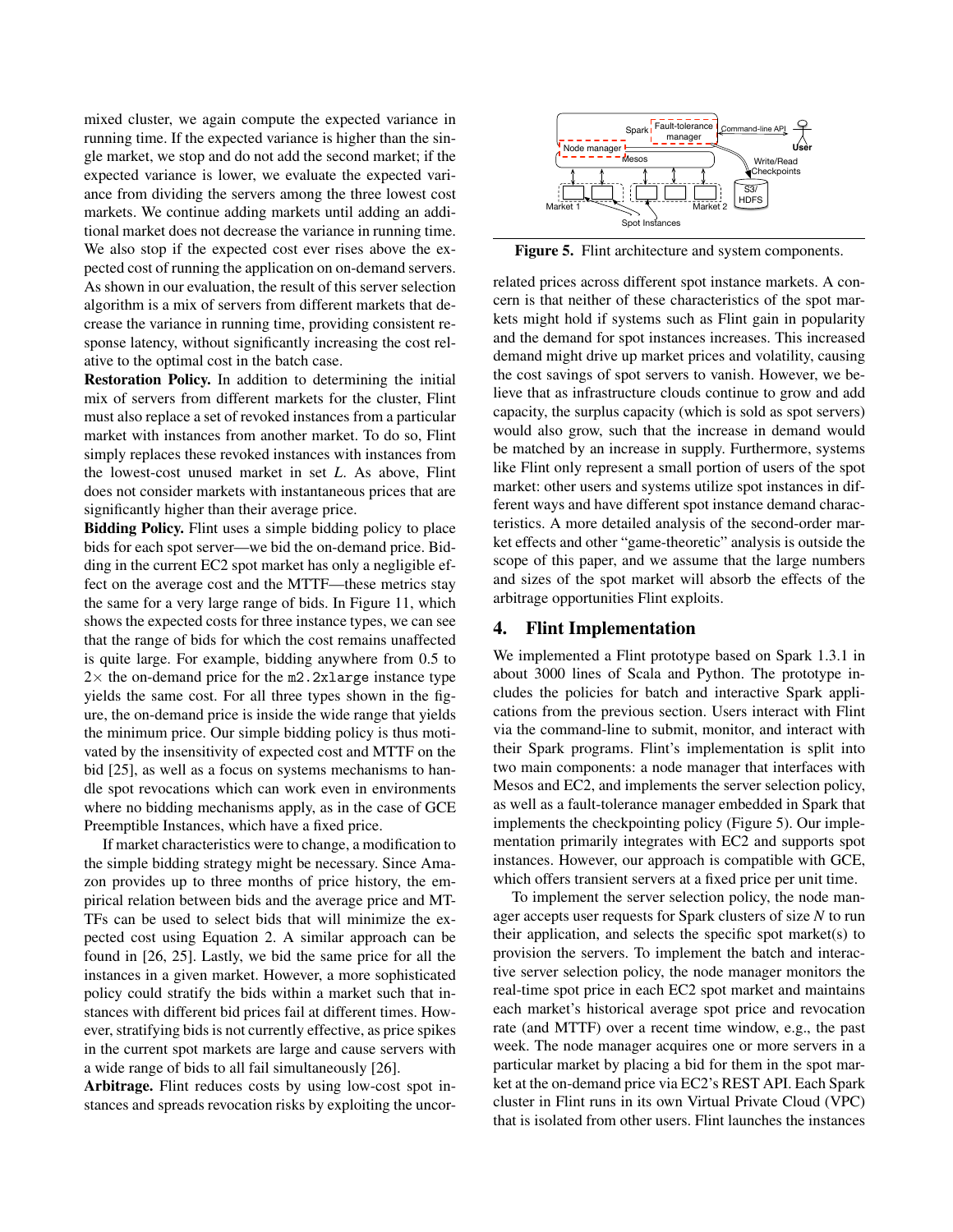mixed cluster, we again compute the expected variance in running time. If the expected variance is higher than the single market, we stop and do not add the second market; if the expected variance is lower, we evaluate the expected variance from dividing the servers among the three lowest cost markets. We continue adding markets until adding an additional market does not decrease the variance in running time. We also stop if the expected cost ever rises above the expected cost of running the application on on-demand servers. As shown in our evaluation, the result of this server selection algorithm is a mix of servers from different markets that decrease the variance in running time, providing consistent response latency, without significantly increasing the cost relative to the optimal cost in the batch case.

**Restoration Policy.** In addition to determining the initial mix of servers from different markets for the cluster, Flint must also replace a set of revoked instances from a particular market with instances from another market. To do so, Flint simply replaces these revoked instances with instances from the lowest-cost unused market in set *L*. As above, Flint does not consider markets with instantaneous prices that are significantly higher than their average price.

**Bidding Policy.** Flint uses a simple bidding policy to place bids for each spot server—we bid the on-demand price. Bidding in the current EC2 spot market has only a negligible effect on the average cost and the MTTF—these metrics stay the same for a very large range of bids. In Figure 11, which shows the expected costs for three instance types, we can see that the range of bids for which the cost remains unaffected is quite large. For example, bidding anywhere from 0.5 to $2\times$ the on-demand price for the `m2.2xlarge` instance type yields the same cost. For all three types shown in the figure, the on-demand price is inside the wide range that yields the minimum price. Our simple bidding policy is thus motivated by the insensitivity of expected cost and MTTF on the bid [25], as well as a focus on systems mechanisms to handle spot revocations which can work even in environments where no bidding mechanisms apply, as in the case of GCE Preemptible Instances, which have a fixed price.

If market characteristics were to change, a modification to the simple bidding strategy might be necessary. Since Amazon provides up to three months of price history, the empirical relation between bids and the average price and MTTFs can be used to select bids that will minimize the expected cost using Equation 2. A similar approach can be found in [26, 25]. Lastly, we bid the same price for all the instances in a given market. However, a more sophisticated policy could stratify the bids within a market such that instances with different bid prices fail at different times. However, stratifying bids is not currently effective, as price spikes in the current spot markets are large and cause servers with a wide range of bids to all fail simultaneously [26].

**Arbitrage.** Flint reduces costs by using low-cost spot instances and spreads revocation risks by exploiting the uncorrelated prices across different spot instance markets. A concern is that neither of these characteristics of the spot markets might hold if systems such as Flint gain in popularity and the demand for spot instances increases. This increased demand might drive up market prices and volatility, causing the cost savings of spot servers to vanish. However, we believe that as infrastructure clouds continue to grow and add capacity, the surplus capacity (which is sold as spot servers) would also grow, such that the increase in demand would be matched by an increase in supply. Furthermore, systems like Flint only represent a small portion of users of the spot market: other users and systems utilize spot instances in different ways and have different spot instance demand characteristics. A more detailed analysis of the second-order market effects and other "game-theoretic" analysis is outside the scope of this paper, and we assume that the large numbers and sizes of the spot market will absorb the effects of the arbitrage opportunities Flint exploits.

Spark
Fault-tolerance manager
Command-line API
User
Node manager
Mesos
Write/Read Checkpoints
S3/ HDFS
Market 1
Market 2
Spot Instances

**Figure 5.** Flint architecture and system components.

## 4. Flint Implementation

We implemented a Flint prototype based on Spark 1.3.1 in about 3000 lines of Scala and Python. The prototype includes the policies for batch and interactive Spark applications from the previous section. Users interact with Flint via the command-line to submit, monitor, and interact with their Spark programs. Flint's implementation is split into two main components: a node manager that interfaces with Mesos and EC2, and implements the server selection policy, as well as a fault-tolerance manager embedded in Spark that implements the checkpointing policy (Figure 5). Our implementation primarily integrates with EC2 and supports spot instances. However, our approach is compatible with GCE, which offers transient servers at a fixed price per unit time.

To implement the server selection policy, the node manager accepts user requests for Spark clusters of size *N* to run their application, and selects the specific spot market(s) to provision the servers. To implement the batch and interactive server selection policy, the node manager monitors the real-time spot price in each EC2 spot market and maintains each market's historical average spot price and revocation rate (and MTTF) over a recent time window, e.g., the past week. The node manager acquires one or more servers in a particular market by placing a bid for them in the spot market at the on-demand price via EC2's REST API. Each Spark cluster in Flint runs in its own Virtual Private Cloud (VPC) that is isolated from other users. Flint launches the instances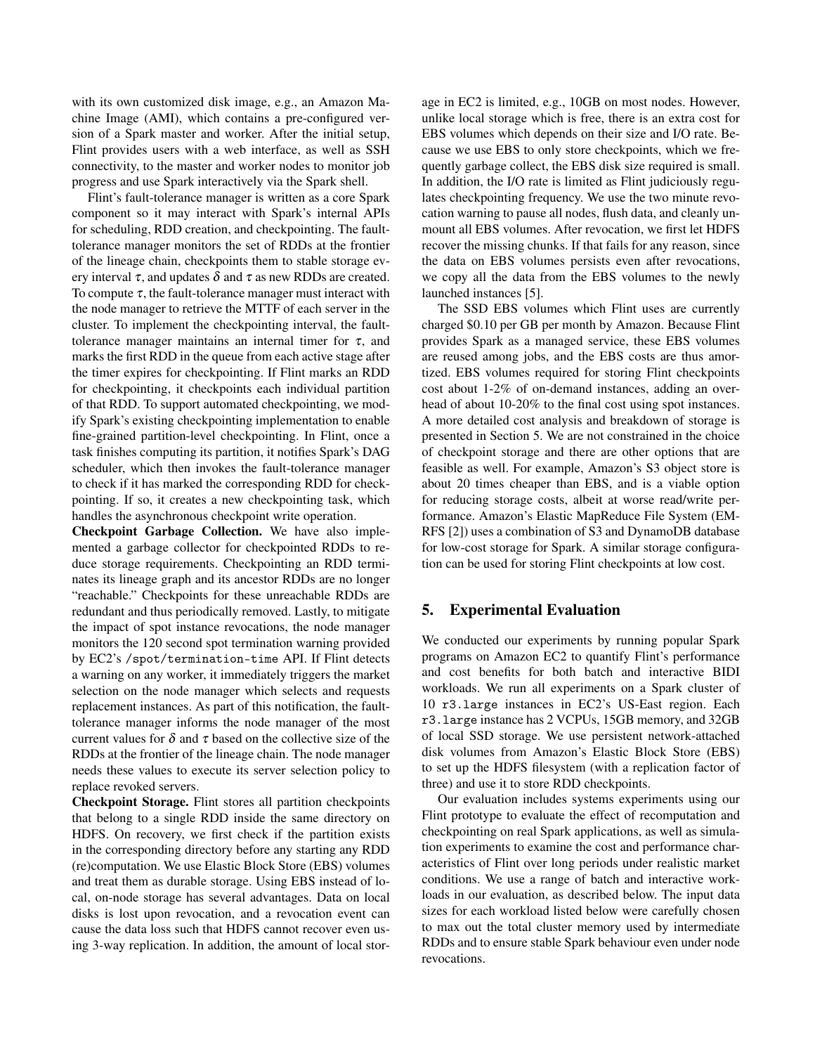with its own customized disk image, e.g., an Amazon Machine Image (AMI), which contains a pre-configured version of a Spark master and worker. After the initial setup, Flint provides users with a web interface, as well as SSH connectivity, to the master and worker nodes to monitor job progress and use Spark interactively via the Spark shell.

Flint's fault-tolerance manager is written as a core Spark component so it may interact with Spark's internal APIs for scheduling, RDD creation, and checkpointing. The fault-tolerance manager monitors the set of RDDs at the frontier of the lineage chain, checkpoints them to stable storage every interval $\tau$, and updates $\delta$ and $\tau$ as new RDDs are created. To compute $\tau$, the fault-tolerance manager must interact with the node manager to retrieve the MTTF of each server in the cluster. To implement the checkpointing interval, the fault-tolerance manager maintains an internal timer for $\tau$, and marks the first RDD in the queue from each active stage after the timer expires for checkpointing. If Flint marks an RDD for checkpointing, it checkpoints each individual partition of that RDD. To support automated checkpointing, we modify Spark's existing checkpointing implementation to enable fine-grained partition-level checkpointing. In Flint, once a task finishes computing its partition, it notifies Spark's DAG scheduler, which then invokes the fault-tolerance manager to check if it has marked the corresponding RDD for checkpointing. If so, it creates a new checkpointing task, which handles the asynchronous checkpoint write operation.

**Checkpoint Garbage Collection.** We have also implemented a garbage collector for checkpointed RDDs to reduce storage requirements. Checkpointing an RDD terminates its lineage graph and its ancestor RDDs are no longer "reachable." Checkpoints for these unreachable RDDs are redundant and thus periodically removed. Lastly, to mitigate the impact of spot instance revocations, the node manager monitors the 120 second spot termination warning provided by EC2's `/spot/termination-time` API. If Flint detects a warning on any worker, it immediately triggers the market selection on the node manager which selects and requests replacement instances. As part of this notification, the fault-tolerance manager informs the node manager of the most current values for $\delta$ and $\tau$ based on the collective size of the RDDs at the frontier of the lineage chain. The node manager needs these values to execute its server selection policy to replace revoked servers.

**Checkpoint Storage.** Flint stores all partition checkpoints that belong to a single RDD inside the same directory on HDFS. On recovery, we first check if the partition exists in the corresponding directory before any starting any RDD (re)computation. We use Elastic Block Store (EBS) volumes and treat them as durable storage. Using EBS instead of local, on-node storage has several advantages. Data on local disks is lost upon revocation, and a revocation event can cause the data loss such that HDFS cannot recover even using 3-way replication. In addition, the amount of local storage in EC2 is limited, e.g., 10GB on most nodes. However, unlike local storage which is free, there is an extra cost for EBS volumes which depends on their size and I/O rate. Because we use EBS to only store checkpoints, which we frequently garbage collect, the EBS disk size required is small. In addition, the I/O rate is limited as Flint judiciously regulates checkpointing frequency. We use the two minute revocation warning to pause all nodes, flush data, and cleanly unmount all EBS volumes. After revocation, we first let HDFS recover the missing chunks. If that fails for any reason, since the data on EBS volumes persists even after revocations, we copy all the data from the EBS volumes to the newly launched instances [5].

The SSD EBS volumes which Flint uses are currently charged \$0.10 per GB per month by Amazon. Because Flint provides Spark as a managed service, these EBS volumes are reused among jobs, and the EBS costs are thus amortized. EBS volumes required for storing Flint checkpoints cost about 1-2% of on-demand instances, adding an overhead of about 10-20% to the final cost using spot instances. A more detailed cost analysis and breakdown of storage is presented in Section 5. We are not constrained in the choice of checkpoint storage and there are other options that are feasible as well. For example, Amazon's S3 object store is about 20 times cheaper than EBS, and is a viable option for reducing storage costs, albeit at worse read/write performance. Amazon's Elastic MapReduce File System (EMRFS [2]) uses a combination of S3 and DynamoDB database for low-cost storage for Spark. A similar storage configuration can be used for storing Flint checkpoints at low cost.

## 5. Experimental Evaluation

We conducted our experiments by running popular Spark programs on Amazon EC2 to quantify Flint's performance and cost benefits for both batch and interactive BIDI workloads. We run all experiments on a Spark cluster of 10 `r3.large` instances in EC2's US-East region. Each `r3.large` instance has 2 VCPUs, 15GB memory, and 32GB of local SSD storage. We use persistent network-attached disk volumes from Amazon's Elastic Block Store (EBS) to set up the HDFS filesystem (with a replication factor of three) and use it to store RDD checkpoints.

Our evaluation includes systems experiments using our Flint prototype to evaluate the effect of recomputation and checkpointing on real Spark applications, as well as simulation experiments to examine the cost and performance characteristics of Flint over long periods under realistic market conditions. We use a range of batch and interactive workloads in our evaluation, as described below. The input data sizes for each workload listed below were carefully chosen to max out the total cluster memory used by intermediate RDDs and to ensure stable Spark behaviour even under node revocations.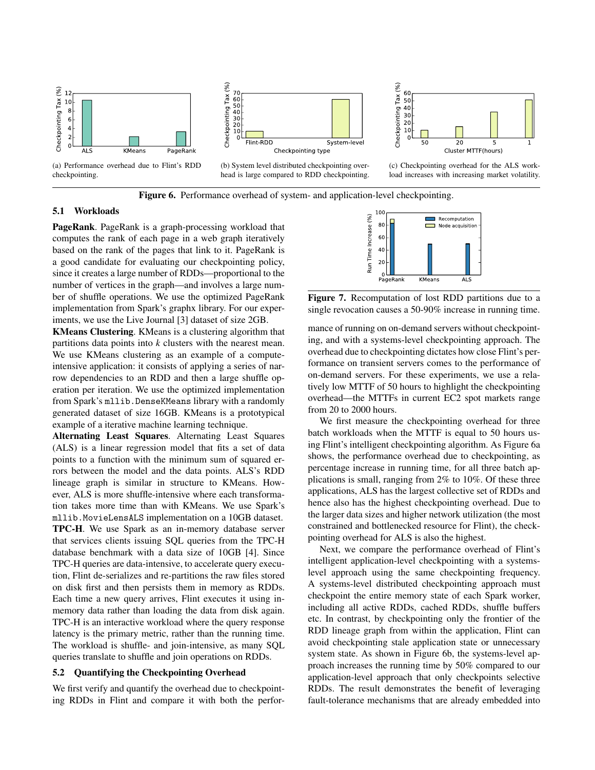(a) Performance overhead due to Flint's RDD checkpointing.

(b) System level distributed checkpointing overhead is large compared to RDD checkpointing.

(c) Checkpointing overhead for the ALS workload increases with increasing market volatility.

**Figure 6.** Performance overhead of system- and application-level checkpointing.

### 5.1 Workloads

**PageRank**. PageRank is a graph-processing workload that computes the rank of each page in a web graph iteratively based on the rank of the pages that link to it. PageRank is a good candidate for evaluating our checkpointing policy, since it creates a large number of RDDs—proportional to the number of vertices in the graph—and involves a large number of shuffle operations. We use the optimized PageRank implementation from Spark's graphx library. For our experiments, we use the Live Journal [3] dataset of size 2GB.

**KMeans Clustering**. KMeans is a clustering algorithm that partitions data points into $k$ clusters with the nearest mean. We use KMeans clustering as an example of a compute-intensive application: it consists of applying a series of narrow dependencies to an RDD and then a large shuffle operation per iteration. We use the optimized implementation from Spark's `mllib.DenseKMeans` library with a randomly generated dataset of size 16GB. KMeans is a prototypical example of a iterative machine learning technique.

**Alternating Least Squares**. Alternating Least Squares (ALS) is a linear regression model that fits a set of data points to a function with the minimum sum of squared errors between the model and the data points. ALS's RDD lineage graph is similar in structure to KMeans. However, ALS is more shuffle-intensive where each transformation takes more time than with KMeans. We use Spark's `mllib.MovieLensALS` implementation on a 10GB dataset.

**TPC-H**. We use Spark as an in-memory database server that services clients issuing SQL queries from the TPC-H database benchmark with a data size of 10GB [4]. Since TPC-H queries are data-intensive, to accelerate query execution, Flint de-serializes and re-partitions the raw files stored on disk first and then persists them in memory as RDDs. Each time a new query arrives, Flint executes it using in-memory data rather than loading the data from disk again. TPC-H is an interactive workload where the query response latency is the primary metric, rather than the running time. The workload is shuffle- and join-intensive, as many SQL queries translate to shuffle and join operations on RDDs.

### 5.2 Quantifying the Checkpointing Overhead

We first verify and quantify the overhead due to checkpointing RDDs in Flint and compare it with both the performance of running on on-demand servers without checkpointing, and with a systems-level checkpointing approach. The overhead due to checkpointing dictates how close Flint's performance on transient servers comes to the performance of on-demand servers. For these experiments, we use a relatively low MTTF of 50 hours to highlight the checkpointing overhead—the MTTFs in current EC2 spot markets range from 20 to 2000 hours.

**Figure 7.** Recomputation of lost RDD partitions due to a single revocation causes a 50-90% increase in running time.

We first measure the checkpointing overhead for three batch workloads when the MTTF is equal to 50 hours using Flint's intelligent checkpointing algorithm. As Figure 6a shows, the performance overhead due to checkpointing, as percentage increase in running time, for all three batch applications is small, ranging from 2% to 10%. Of these three applications, ALS has the largest collective set of RDDs and hence also has the highest checkpointing overhead. Due to the larger data sizes and higher network utilization (the most constrained and bottlenecked resource for Flint), the checkpointing overhead for ALS is also the highest.

Next, we compare the performance overhead of Flint's intelligent application-level checkpointing with a systems-level approach using the same checkpointing frequency. A systems-level distributed checkpointing approach must checkpoint the entire memory state of each Spark worker, including all active RDDs, cached RDDs, shuffle buffers etc. In contrast, by checkpointing only the frontier of the RDD lineage graph from within the application, Flint can avoid checkpointing stale application state or unnecessary system state. As shown in Figure 6b, the systems-level approach increases the running time by 50% compared to our application-level approach that only checkpoints selective RDDs. The result demonstrates the benefit of leveraging fault-tolerance mechanisms that are already embedded into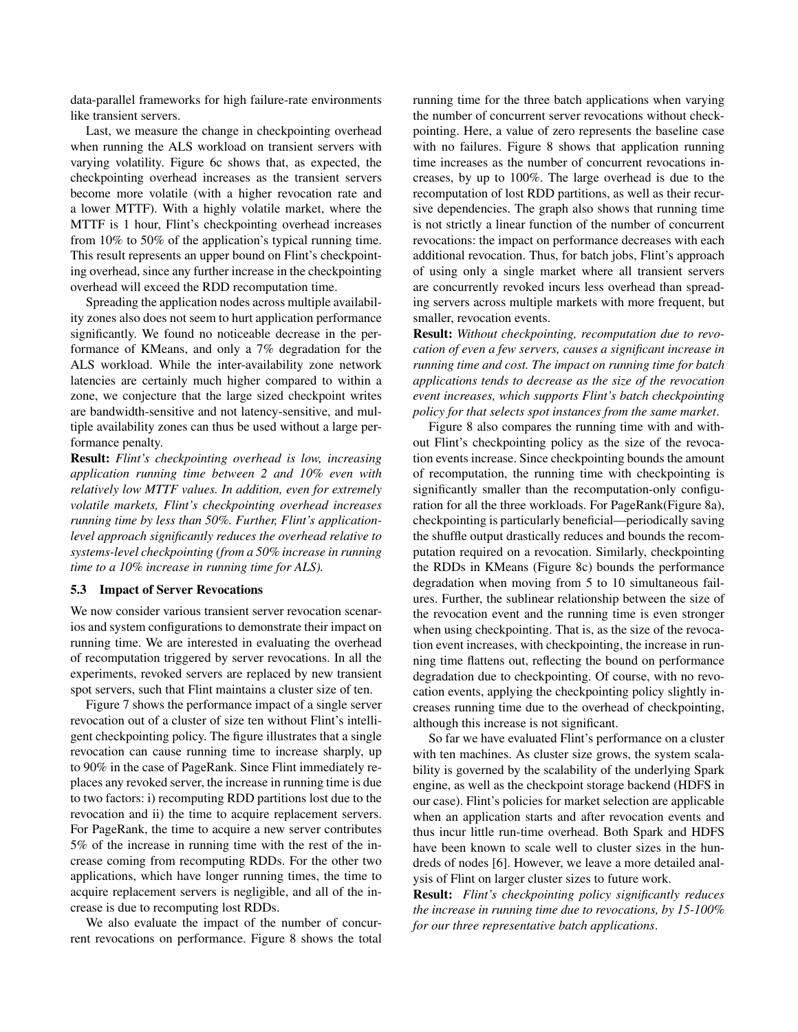data-parallel frameworks for high failure-rate environments like transient servers.

Last, we measure the change in checkpointing overhead when running the ALS workload on transient servers with varying volatility. Figure 6c shows that, as expected, the checkpointing overhead increases as the transient servers become more volatile (with a higher revocation rate and a lower MTTF). With a highly volatile market, where the MTTF is 1 hour, Flint's checkpointing overhead increases from 10% to 50% of the application's typical running time. This result represents an upper bound on Flint's checkpointing overhead, since any further increase in the checkpointing overhead will exceed the RDD recomputation time.

Spreading the application nodes across multiple availability zones also does not seem to hurt application performance significantly. We found no noticeable decrease in the performance of KMeans, and only a 7% degradation for the ALS workload. While the inter-availability zone network latencies are certainly much higher compared to within a zone, we conjecture that the large sized checkpoint writes are bandwidth-sensitive and not latency-sensitive, and multiple availability zones can thus be used without a large performance penalty.

**Result:** *Flint's checkpointing overhead is low, increasing application running time between 2 and 10% even with relatively low MTTF values. In addition, even for extremely volatile markets, Flint's checkpointing overhead increases running time by less than 50%. Further, Flint's application-level approach significantly reduces the overhead relative to systems-level checkpointing (from a 50% increase in running time to a 10% increase in running time for ALS).*

### 5.3 Impact of Server Revocations

We now consider various transient server revocation scenarios and system configurations to demonstrate their impact on running time. We are interested in evaluating the overhead of recomputation triggered by server revocations. In all the experiments, revoked servers are replaced by new transient spot servers, such that Flint maintains a cluster size of ten.

Figure 7 shows the performance impact of a single server revocation out of a cluster of size ten without Flint's intelligent checkpointing policy. The figure illustrates that a single revocation can cause running time to increase sharply, up to 90% in the case of PageRank. Since Flint immediately replaces any revoked server, the increase in running time is due to two factors: i) recomputing RDD partitions lost due to the revocation and ii) the time to acquire replacement servers. For PageRank, the time to acquire a new server contributes 5% of the increase in running time with the rest of the increase coming from recomputing RDDs. For the other two applications, which have longer running times, the time to acquire replacement servers is negligible, and all of the increase is due to recomputing lost RDDs.

We also evaluate the impact of the number of concurrent revocations on performance. Figure 8 shows the total running time for the three batch applications when varying the number of concurrent server revocations without checkpointing. Here, a value of zero represents the baseline case with no failures. Figure 8 shows that application running time increases as the number of concurrent revocations increases, by up to 100%. The large overhead is due to the recomputation of lost RDD partitions, as well as their recursive dependencies. The graph also shows that running time is not strictly a linear function of the number of concurrent revocations: the impact on performance decreases with each additional revocation. Thus, for batch jobs, Flint's approach of using only a single market where all transient servers are concurrently revoked incurs less overhead than spreading servers across multiple markets with more frequent, but smaller, revocation events.

**Result:** *Without checkpointing, recomputation due to revocation of even a few servers, causes a significant increase in running time and cost. The impact on running time for batch applications tends to decrease as the size of the revocation event increases, which supports Flint's batch checkpointing policy for that selects spot instances from the same market*.

Figure 8 also compares the running time with and without Flint's checkpointing policy as the size of the revocation events increase. Since checkpointing bounds the amount of recomputation, the running time with checkpointing is significantly smaller than the recomputation-only configuration for all the three workloads. For PageRank(Figure 8a), checkpointing is particularly beneficial—periodically saving the shuffle output drastically reduces and bounds the recomputation required on a revocation. Similarly, checkpointing the RDDs in KMeans (Figure 8c) bounds the performance degradation when moving from 5 to 10 simultaneous failures. Further, the sublinear relationship between the size of the revocation event and the running time is even stronger when using checkpointing. That is, as the size of the revocation event increases, with checkpointing, the increase in running time flattens out, reflecting the bound on performance degradation due to checkpointing. Of course, with no revocation events, applying the checkpointing policy slightly increases running time due to the overhead of checkpointing, although this increase is not significant.

So far we have evaluated Flint's performance on a cluster with ten machines. As cluster size grows, the system scalability is governed by the scalability of the underlying Spark engine, as well as the checkpoint storage backend (HDFS in our case). Flint's policies for market selection are applicable when an application starts and after revocation events and thus incur little run-time overhead. Both Spark and HDFS have been known to scale well to cluster sizes in the hundreds of nodes [6]. However, we leave a more detailed analysis of Flint on larger cluster sizes to future work.

**Result:** *Flint's checkpointing policy significantly reduces the increase in running time due to revocations, by 15-100% for our three representative batch applications*.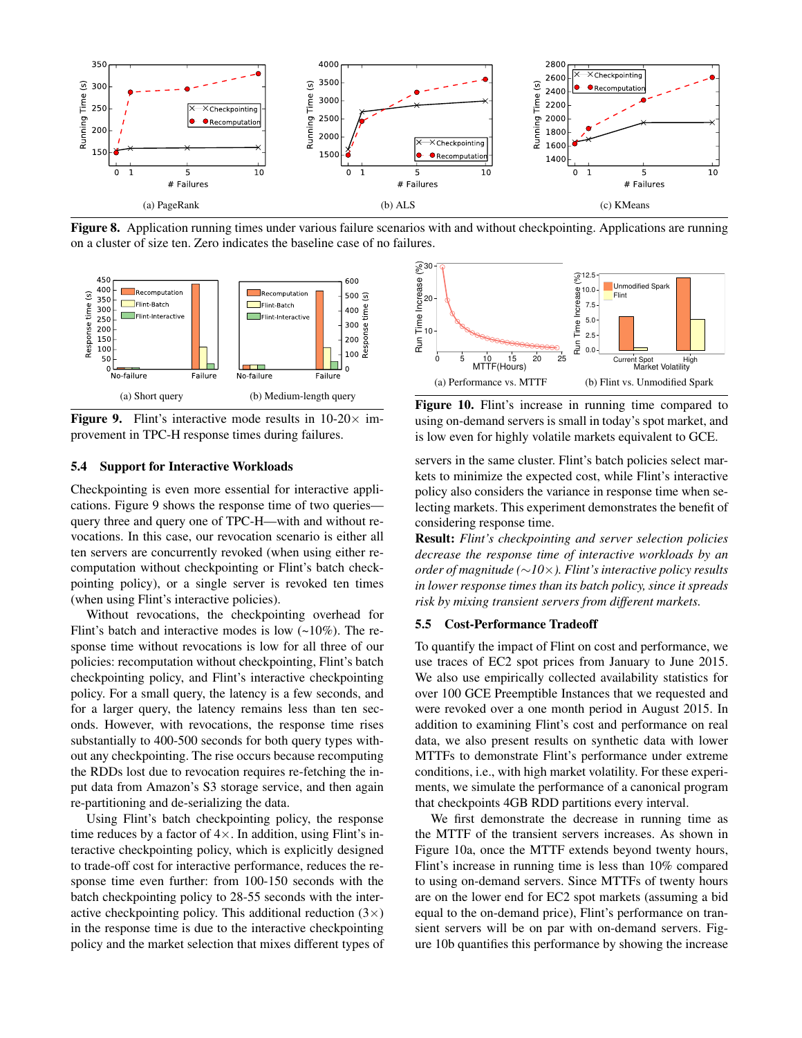(a) PageRank

(b) ALS

(c) KMeans

**Figure 8.** Application running times under various failure scenarios with and without checkpointing. Applications are running on a cluster of size ten. Zero indicates the baseline case of no failures.

(a) Short query

(b) Medium-length query

**Figure 9.** Flint's interactive mode results in 10-20× improvement in TPC-H response times during failures.

(a) Performance vs. MTTF

(b) Flint vs. Unmodified Spark

**Figure 10.** Flint's increase in running time compared to using on-demand servers is small in today's spot market, and is low even for highly volatile markets equivalent to GCE.

### 5.4 Support for Interactive Workloads

Checkpointing is even more essential for interactive applications. Figure 9 shows the response time of two queries—query three and query one of TPC-H—with and without revocations. In this case, our revocation scenario is either all ten servers are concurrently revoked (when using either recomputation without checkpointing or Flint's batch checkpointing policy), or a single server is revoked ten times (when using Flint's interactive policies).

Without revocations, the checkpointing overhead for Flint's batch and interactive modes is low (~10%). The response time without revocations is low for all three of our policies: recomputation without checkpointing, Flint's batch checkpointing policy, and Flint's interactive checkpointing policy. For a small query, the latency is a few seconds, and for a larger query, the latency remains less than ten seconds. However, with revocations, the response time rises substantially to 400-500 seconds for both query types without any checkpointing. The rise occurs because recomputing the RDDs lost due to revocation requires re-fetching the input data from Amazon's S3 storage service, and then again re-partitioning and de-serializing the data.

Using Flint's batch checkpointing policy, the response time reduces by a factor of 4×. In addition, using Flint's interactive checkpointing policy, which is explicitly designed to trade-off cost for interactive performance, reduces the response time even further: from 100-150 seconds with the batch checkpointing policy to 28-55 seconds with the interactive checkpointing policy. This additional reduction (3×) in the response time is due to the interactive checkpointing policy and the market selection that mixes different types of servers in the same cluster. Flint's batch policies select markets to minimize the expected cost, while Flint's interactive policy also considers the variance in response time when selecting markets. This experiment demonstrates the benefit of considering response time.

**Result:** *Flint's checkpointing and server selection policies decrease the response time of interactive workloads by an order of magnitude (∼10×). Flint's interactive policy results in lower response times than its batch policy, since it spreads risk by mixing transient servers from different markets.*

### 5.5 Cost-Performance Tradeoff

To quantify the impact of Flint on cost and performance, we use traces of EC2 spot prices from January to June 2015. We also use empirically collected availability statistics for over 100 GCE Preemptible Instances that we requested and were revoked over a one month period in August 2015. In addition to examining Flint's cost and performance on real data, we also present results on synthetic data with lower MTTFs to demonstrate Flint's performance under extreme conditions, i.e., with high market volatility. For these experiments, we simulate the performance of a canonical program that checkpoints 4GB RDD partitions every interval.

We first demonstrate the decrease in running time as the MTTF of the transient servers increases. As shown in Figure 10a, once the MTTF extends beyond twenty hours, Flint's increase in running time is less than 10% compared to using on-demand servers. Since MTTFs of twenty hours are on the lower end for EC2 spot markets (assuming a bid equal to the on-demand price), Flint's performance on transient servers will be on par with on-demand servers. Figure 10b quantifies this performance by showing the increase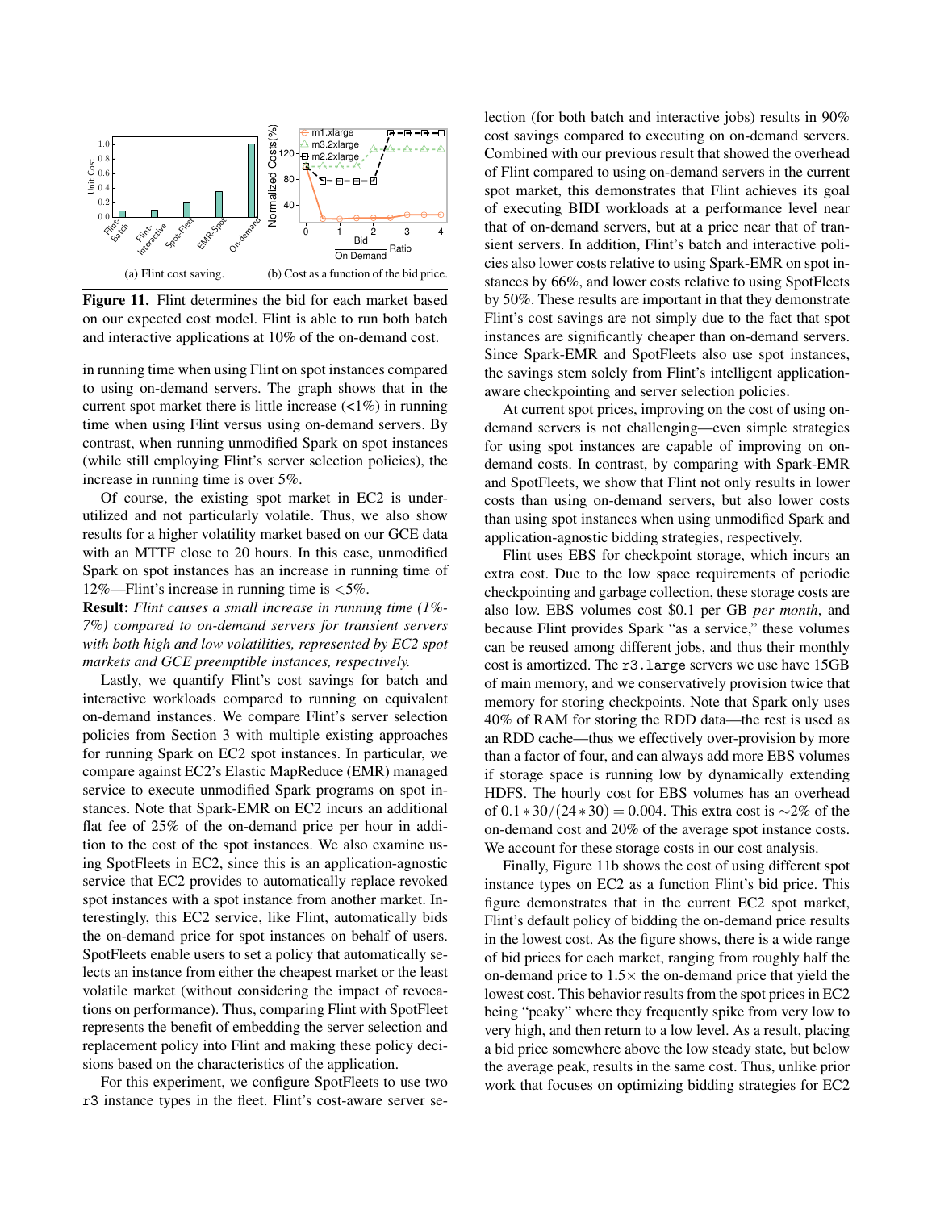(a) Flint cost saving. (b) Cost as a function of the bid price.

**Figure 11.** Flint determines the bid for each market based on our expected cost model. Flint is able to run both batch and interactive applications at 10% of the on-demand cost.

in running time when using Flint on spot instances compared to using on-demand servers. The graph shows that in the current spot market there is little increase (<1%) in running time when using Flint versus using on-demand servers. By contrast, when running unmodified Spark on spot instances (while still employing Flint's server selection policies), the increase in running time is over 5%.

Of course, the existing spot market in EC2 is under-utilized and not particularly volatile. Thus, we also show results for a higher volatility market based on our GCE data with an MTTF close to 20 hours. In this case, unmodified Spark on spot instances has an increase in running time of 12%—Flint's increase in running time is <5%.

**Result:** *Flint causes a small increase in running time (1%-7%) compared to on-demand servers for transient servers with both high and low volatilities, represented by EC2 spot markets and GCE preemptible instances, respectively.*

Lastly, we quantify Flint's cost savings for batch and interactive workloads compared to running on equivalent on-demand instances. We compare Flint's server selection policies from Section 3 with multiple existing approaches for running Spark on EC2 spot instances. In particular, we compare against EC2's Elastic MapReduce (EMR) managed service to execute unmodified Spark programs on spot instances. Note that Spark-EMR on EC2 incurs an additional flat fee of 25% of the on-demand price per hour in addition to the cost of the spot instances. We also examine using SpotFleets in EC2, since this is an application-agnostic service that EC2 provides to automatically replace revoked spot instances with a spot instance from another market. Interestingly, this EC2 service, like Flint, automatically bids the on-demand price for spot instances on behalf of users. SpotFleets enable users to set a policy that automatically selects an instance from either the cheapest market or the least volatile market (without considering the impact of revocations on performance). Thus, comparing Flint with SpotFleet represents the benefit of embedding the server selection and replacement policy into Flint and making these policy decisions based on the characteristics of the application.

For this experiment, we configure SpotFleets to use two `r3` instance types in the fleet. Flint's cost-aware server selection (for both batch and interactive jobs) results in 90% cost savings compared to executing on on-demand servers. Combined with our previous result that showed the overhead of Flint compared to using on-demand servers in the current spot market, this demonstrates that Flint achieves its goal of executing BIDI workloads at a performance level near that of on-demand servers, but at a price near that of transient servers. In addition, Flint's batch and interactive policies also lower costs relative to using Spark-EMR on spot instances by 66%, and lower costs relative to using SpotFleets by 50%. These results are important in that they demonstrate Flint's cost savings are not simply due to the fact that spot instances are significantly cheaper than on-demand servers. Since Spark-EMR and SpotFleets also use spot instances, the savings stem solely from Flint's intelligent application-aware checkpointing and server selection policies.

At current spot prices, improving on the cost of using on-demand servers is not challenging—even simple strategies for using spot instances are capable of improving on on-demand costs. In contrast, by comparing with Spark-EMR and SpotFleets, we show that Flint not only results in lower costs than using on-demand servers, but also lower costs than using spot instances when using unmodified Spark and application-agnostic bidding strategies, respectively.

Flint uses EBS for checkpoint storage, which incurs an extra cost. Due to the low space requirements of periodic checkpointing and garbage collection, these storage costs are also low. EBS volumes cost \$0.1 per GB *per month*, and because Flint provides Spark "as a service," these volumes can be reused among different jobs, and thus their monthly cost is amortized. The `r3.large` servers we use have 15GB of main memory, and we conservatively provision twice that memory for storing checkpoints. Note that Spark only uses 40% of RAM for storing the RDD data—the rest is used as an RDD cache—thus we effectively over-provision by more than a factor of four, and can always add more EBS volumes if storage space is running low by dynamically extending HDFS. The hourly cost for EBS volumes has an overhead of $0.1*30/(24*30) = 0.004$. This extra cost is $\sim$2% of the on-demand cost and 20% of the average spot instance costs. We account for these storage costs in our cost analysis.

Finally, Figure 11b shows the cost of using different spot instance types on EC2 as a function Flint's bid price. This figure demonstrates that in the current EC2 spot market, Flint's default policy of bidding the on-demand price results in the lowest cost. As the figure shows, there is a wide range of bid prices for each market, ranging from roughly half the on-demand price to 1.5$\times$ the on-demand price that yield the lowest cost. This behavior results from the spot prices in EC2 being "peaky" where they frequently spike from very low to very high, and then return to a low level. As a result, placing a bid price somewhere above the low steady state, but below the average peak, results in the same cost. Thus, unlike prior work that focuses on optimizing bidding strategies for EC2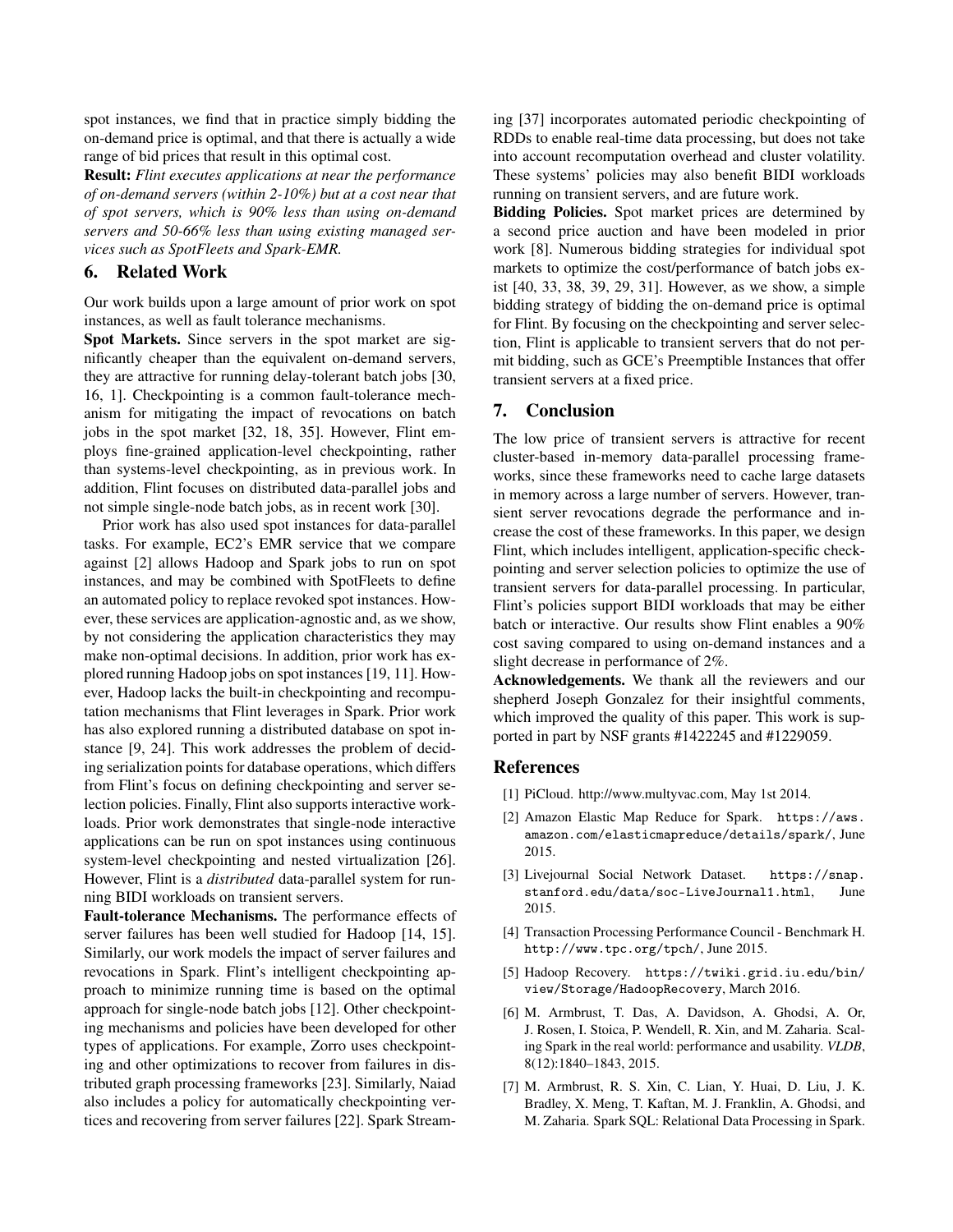spot instances, we find that in practice simply bidding the on-demand price is optimal, and that there is actually a wide range of bid prices that result in this optimal cost.

**Result:** *Flint executes applications at near the performance of on-demand servers (within 2-10%) but at a cost near that of spot servers, which is 90% less than using on-demand servers and 50-66% less than using existing managed services such as SpotFleets and Spark-EMR.*

## 6. Related Work

Our work builds upon a large amount of prior work on spot instances, as well as fault tolerance mechanisms.

**Spot Markets.** Since servers in the spot market are significantly cheaper than the equivalent on-demand servers, they are attractive for running delay-tolerant batch jobs [30, 16, 1]. Checkpointing is a common fault-tolerance mechanism for mitigating the impact of revocations on batch jobs in the spot market [32, 18, 35]. However, Flint employs fine-grained application-level checkpointing, rather than systems-level checkpointing, as in previous work. In addition, Flint focuses on distributed data-parallel jobs and not simple single-node batch jobs, as in recent work [30].

Prior work has also used spot instances for data-parallel tasks. For example, EC2's EMR service that we compare against [2] allows Hadoop and Spark jobs to run on spot instances, and may be combined with SpotFleets to define an automated policy to replace revoked spot instances. However, these services are application-agnostic and, as we show, by not considering the application characteristics they may make non-optimal decisions. In addition, prior work has explored running Hadoop jobs on spot instances [19, 11]. However, Hadoop lacks the built-in checkpointing and recomputation mechanisms that Flint leverages in Spark. Prior work has also explored running a distributed database on spot instance [9, 24]. This work addresses the problem of deciding serialization points for database operations, which differs from Flint's focus on defining checkpointing and server selection policies. Finally, Flint also supports interactive workloads. Prior work demonstrates that single-node interactive applications can be run on spot instances using continuous system-level checkpointing and nested virtualization [26]. However, Flint is a *distributed* data-parallel system for running BIDI workloads on transient servers.

**Fault-tolerance Mechanisms.** The performance effects of server failures has been well studied for Hadoop [14, 15]. Similarly, our work models the impact of server failures and revocations in Spark. Flint's intelligent checkpointing approach to minimize running time is based on the optimal approach for single-node batch jobs [12]. Other checkpointing mechanisms and policies have been developed for other types of applications. For example, Zorro uses checkpointing and other optimizations to recover from failures in distributed graph processing frameworks [23]. Similarly, Naiad also includes a policy for automatically checkpointing vertices and recovering from server failures [22]. Spark Streaming [37] incorporates automated periodic checkpointing of RDDs to enable real-time data processing, but does not take into account recomputation overhead and cluster volatility. These systems' policies may also benefit BIDI workloads running on transient servers, and are future work.

**Bidding Policies.** Spot market prices are determined by a second price auction and have been modeled in prior work [8]. Numerous bidding strategies for individual spot markets to optimize the cost/performance of batch jobs exist [40, 33, 38, 39, 29, 31]. However, as we show, a simple bidding strategy of bidding the on-demand price is optimal for Flint. By focusing on the checkpointing and server selection, Flint is applicable to transient servers that do not permit bidding, such as GCE's Preemptible Instances that offer transient servers at a fixed price.

## 7. Conclusion

The low price of transient servers is attractive for recent cluster-based in-memory data-parallel processing frameworks, since these frameworks need to cache large datasets in memory across a large number of servers. However, transient server revocations degrade the performance and increase the cost of these frameworks. In this paper, we design Flint, which includes intelligent, application-specific checkpointing and server selection policies to optimize the use of transient servers for data-parallel processing. In particular, Flint's policies support BIDI workloads that may be either batch or interactive. Our results show Flint enables a 90% cost saving compared to using on-demand instances and a slight decrease in performance of 2%.

**Acknowledgements.** We thank all the reviewers and our shepherd Joseph Gonzalez for their insightful comments, which improved the quality of this paper. This work is supported in part by NSF grants #1422245 and #1229059.

## References

[1] PiCloud. http://www.multyvac.com, May 1st 2014.

[2] Amazon Elastic Map Reduce for Spark. `https://aws.amazon.com/elasticmapreduce/details/spark/`, June 2015.

[3] Livejournal Social Network Dataset. `https://snap.stanford.edu/data/soc-LiveJournal1.html`, June 2015.

[4] Transaction Processing Performance Council - Benchmark H. `http://www.tpc.org/tpch/`, June 2015.

[5] Hadoop Recovery. `https://twiki.grid.iu.edu/bin/view/Storage/HadoopRecovery`, March 2016.

[6] M. Armbrust, T. Das, A. Davidson, A. Ghodsi, A. Or, J. Rosen, I. Stoica, P. Wendell, R. Xin, and M. Zaharia. Scaling Spark in the real world: performance and usability. *VLDB*, 8(12):1840–1843, 2015.

[7] M. Armbrust, R. S. Xin, C. Lian, Y. Huai, D. Liu, J. K. Bradley, X. Meng, T. Kaftan, M. J. Franklin, A. Ghodsi, and M. Zaharia. Spark SQL: Relational Data Processing in Spark.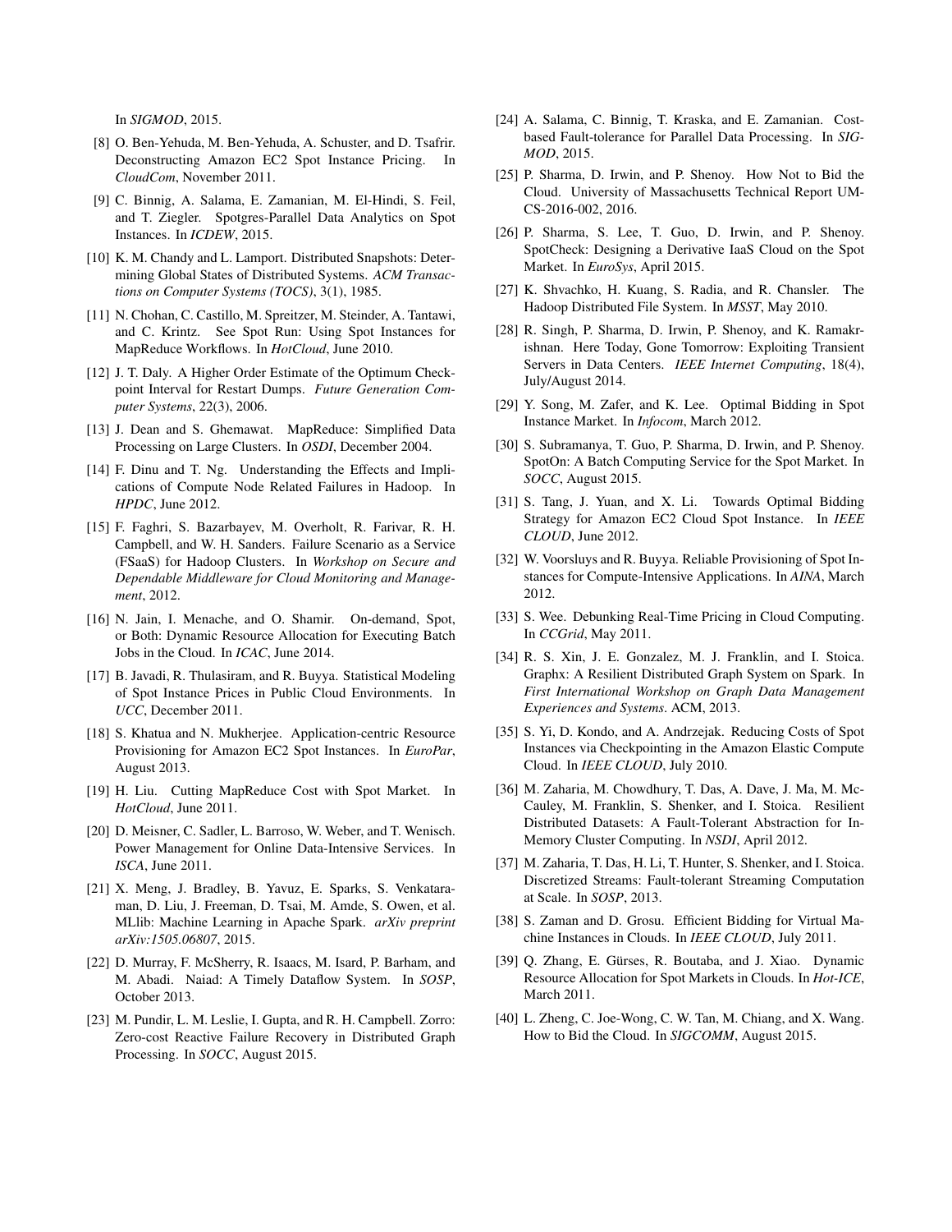In *SIGMOD*, 2015.

[8] O. Ben-Yehuda, M. Ben-Yehuda, A. Schuster, and D. Tsafrir. Deconstructing Amazon EC2 Spot Instance Pricing. In *CloudCom*, November 2011.

[9] C. Binnig, A. Salama, E. Zamanian, M. El-Hindi, S. Feil, and T. Ziegler. Spotgres-Parallel Data Analytics on Spot Instances. In *ICDEW*, 2015.

[10] K. M. Chandy and L. Lamport. Distributed Snapshots: Determining Global States of Distributed Systems. *ACM Transactions on Computer Systems (TOCS)*, 3(1), 1985.

[11] N. Chohan, C. Castillo, M. Spreitzer, M. Steinder, A. Tantawi, and C. Krintz. See Spot Run: Using Spot Instances for MapReduce Workflows. In *HotCloud*, June 2010.

[12] J. T. Daly. A Higher Order Estimate of the Optimum Checkpoint Interval for Restart Dumps. *Future Generation Computer Systems*, 22(3), 2006.

[13] J. Dean and S. Ghemawat. MapReduce: Simplified Data Processing on Large Clusters. In *OSDI*, December 2004.

[14] F. Dinu and T. Ng. Understanding the Effects and Implications of Compute Node Related Failures in Hadoop. In *HPDC*, June 2012.

[15] F. Faghri, S. Bazarbayev, M. Overholt, R. Farivar, R. H. Campbell, and W. H. Sanders. Failure Scenario as a Service (FSaaS) for Hadoop Clusters. In *Workshop on Secure and Dependable Middleware for Cloud Monitoring and Management*, 2012.

[16] N. Jain, I. Menache, and O. Shamir. On-demand, Spot, or Both: Dynamic Resource Allocation for Executing Batch Jobs in the Cloud. In *ICAC*, June 2014.

[17] B. Javadi, R. Thulasiram, and R. Buyya. Statistical Modeling of Spot Instance Prices in Public Cloud Environments. In *UCC*, December 2011.

[18] S. Khatua and N. Mukherjee. Application-centric Resource Provisioning for Amazon EC2 Spot Instances. In *EuroPar*, August 2013.

[19] H. Liu. Cutting MapReduce Cost with Spot Market. In *HotCloud*, June 2011.

[20] D. Meisner, C. Sadler, L. Barroso, W. Weber, and T. Wenisch. Power Management for Online Data-Intensive Services. In *ISCA*, June 2011.

[21] X. Meng, J. Bradley, B. Yavuz, E. Sparks, S. Venkataraman, D. Liu, J. Freeman, D. Tsai, M. Amde, S. Owen, et al. MLlib: Machine Learning in Apache Spark. *arXiv preprint arXiv:1505.06807*, 2015.

[22] D. Murray, F. McSherry, R. Isaacs, M. Isard, P. Barham, and M. Abadi. Naiad: A Timely Dataflow System. In *SOSP*, October 2013.

[23] M. Pundir, L. M. Leslie, I. Gupta, and R. H. Campbell. Zorro: Zero-cost Reactive Failure Recovery in Distributed Graph Processing. In *SOCC*, August 2015.

[24] A. Salama, C. Binnig, T. Kraska, and E. Zamanian. Cost-based Fault-tolerance for Parallel Data Processing. In *SIGMOD*, 2015.

[25] P. Sharma, D. Irwin, and P. Shenoy. How Not to Bid the Cloud. University of Massachusetts Technical Report UM-CS-2016-002, 2016.

[26] P. Sharma, S. Lee, T. Guo, D. Irwin, and P. Shenoy. SpotCheck: Designing a Derivative IaaS Cloud on the Spot Market. In *EuroSys*, April 2015.

[27] K. Shvachko, H. Kuang, S. Radia, and R. Chansler. The Hadoop Distributed File System. In *MSST*, May 2010.

[28] R. Singh, P. Sharma, D. Irwin, P. Shenoy, and K. Ramakrishnan. Here Today, Gone Tomorrow: Exploiting Transient Servers in Data Centers. *IEEE Internet Computing*, 18(4), July/August 2014.

[29] Y. Song, M. Zafer, and K. Lee. Optimal Bidding in Spot Instance Market. In *Infocom*, March 2012.

[30] S. Subramanya, T. Guo, P. Sharma, D. Irwin, and P. Shenoy. SpotOn: A Batch Computing Service for the Spot Market. In *SOCC*, August 2015.

[31] S. Tang, J. Yuan, and X. Li. Towards Optimal Bidding Strategy for Amazon EC2 Cloud Spot Instance. In *IEEE CLOUD*, June 2012.

[32] W. Voorsluys and R. Buyya. Reliable Provisioning of Spot Instances for Compute-Intensive Applications. In *AINA*, March 2012.

[33] S. Wee. Debunking Real-Time Pricing in Cloud Computing. In *CCGrid*, May 2011.

[34] R. S. Xin, J. E. Gonzalez, M. J. Franklin, and I. Stoica. Graphx: A Resilient Distributed Graph System on Spark. In *First International Workshop on Graph Data Management Experiences and Systems*. ACM, 2013.

[35] S. Yi, D. Kondo, and A. Andrzejak. Reducing Costs of Spot Instances via Checkpointing in the Amazon Elastic Compute Cloud. In *IEEE CLOUD*, July 2010.

[36] M. Zaharia, M. Chowdhury, T. Das, A. Dave, J. Ma, M. McCauley, M. Franklin, S. Shenker, and I. Stoica. Resilient Distributed Datasets: A Fault-Tolerant Abstraction for In-Memory Cluster Computing. In *NSDI*, April 2012.

[37] M. Zaharia, T. Das, H. Li, T. Hunter, S. Shenker, and I. Stoica. Discretized Streams: Fault-tolerant Streaming Computation at Scale. In *SOSP*, 2013.

[38] S. Zaman and D. Grosu. Efficient Bidding for Virtual Machine Instances in Clouds. In *IEEE CLOUD*, July 2011.

[39] Q. Zhang, E. Gürses, R. Boutaba, and J. Xiao. Dynamic Resource Allocation for Spot Markets in Clouds. In *Hot-ICE*, March 2011.

[40] L. Zheng, C. Joe-Wong, C. W. Tan, M. Chiang, and X. Wang. How to Bid the Cloud. In *SIGCOMM*, August 2015.